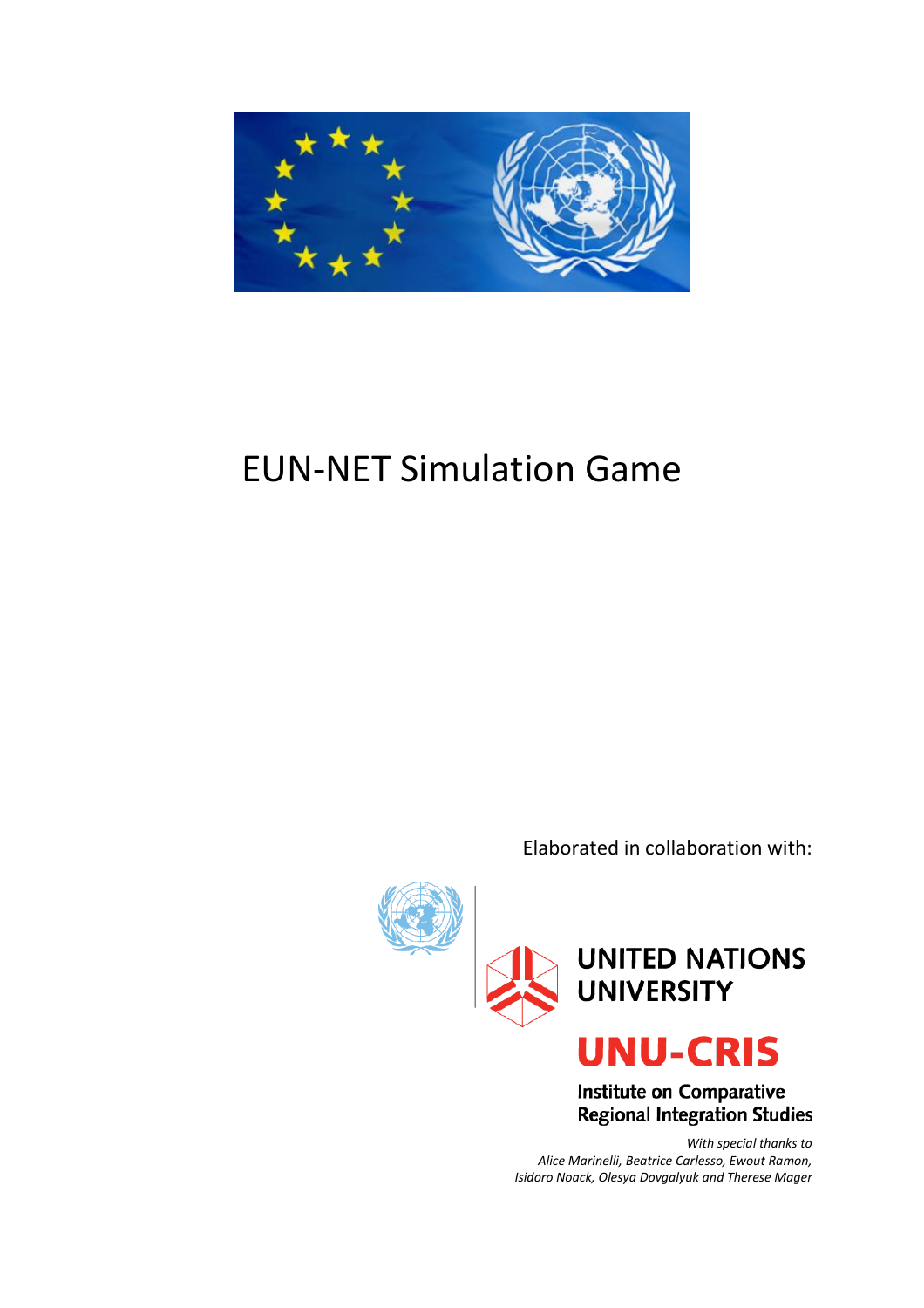# EUN-NET Simulation Game

Elaborated in collaboration with:

UNITED NATIONS UNIVERSITY

UNU-CRIS

Institute on Comparative Regional Integration Studies

*With special thanks to Alice Marinelli, Beatrice Carlesso, Ewout Ramon, Isidoro Noack, Olesya Dovgalyuk and Therese Mager*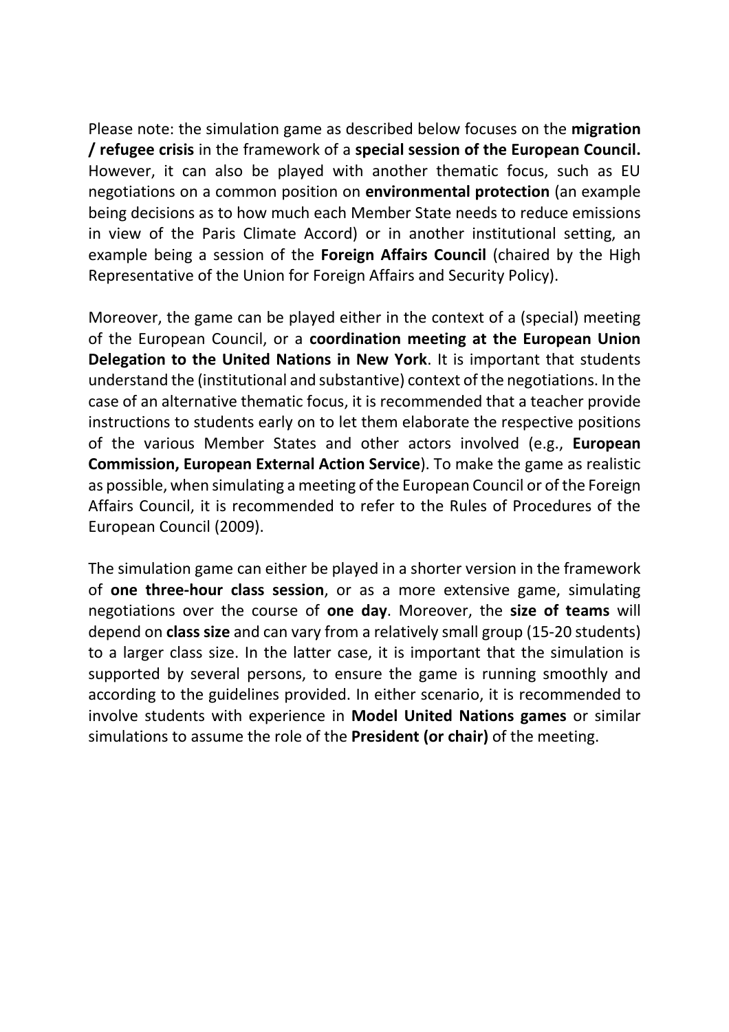Please note: the simulation game as described below focuses on the **migration / refugee crisis** in the framework of a **special session of the European Council.** However, it can also be played with another thematic focus, such as EU negotiations on a common position on **environmental protection** (an example being decisions as to how much each Member State needs to reduce emissions in view of the Paris Climate Accord) or in another institutional setting, an example being a session of the **Foreign Affairs Council** (chaired by the High Representative of the Union for Foreign Affairs and Security Policy).

Moreover, the game can be played either in the context of a (special) meeting of the European Council, or a **coordination meeting at the European Union Delegation to the United Nations in New York**. It is important that students understand the (institutional and substantive) context of the negotiations. In the case of an alternative thematic focus, it is recommended that a teacher provide instructions to students early on to let them elaborate the respective positions of the various Member States and other actors involved (e.g., **European Commission, European External Action Service**). To make the game as realistic as possible, when simulating a meeting of the European Council or of the Foreign Affairs Council, it is recommended to refer to the Rules of Procedures of the European Council (2009).

The simulation game can either be played in a shorter version in the framework of **one three-hour class session**, or as a more extensive game, simulating negotiations over the course of **one day**. Moreover, the **size of teams** will depend on **class size** and can vary from a relatively small group (15-20 students) to a larger class size. In the latter case, it is important that the simulation is supported by several persons, to ensure the game is running smoothly and according to the guidelines provided. In either scenario, it is recommended to involve students with experience in **Model United Nations games** or similar simulations to assume the role of the **President (or chair)** of the meeting.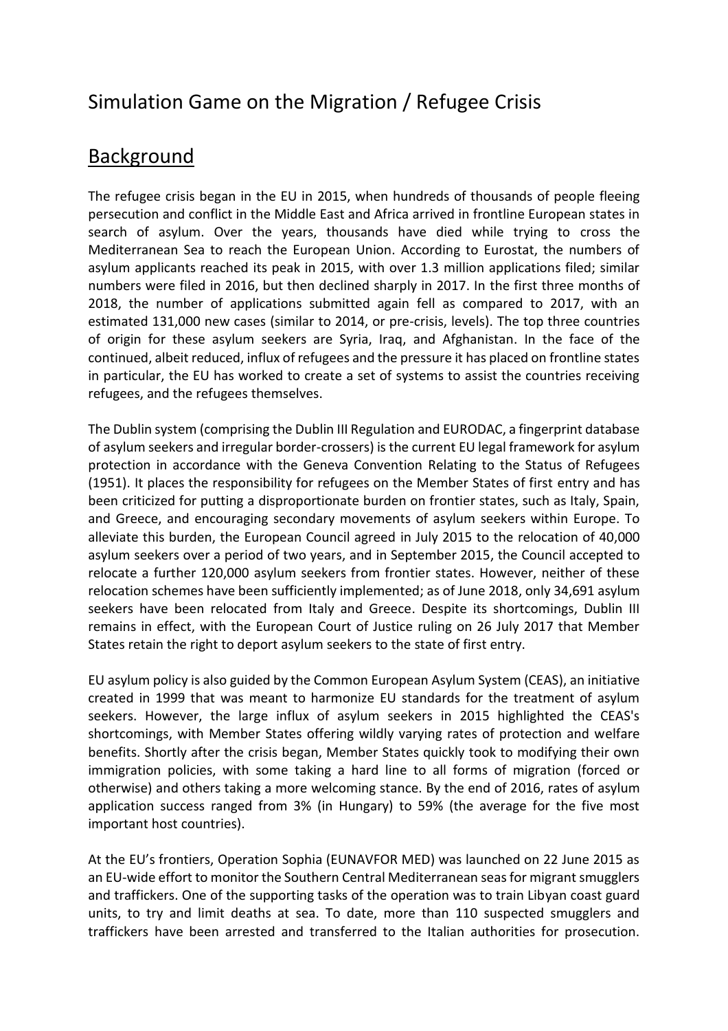# Simulation Game on the Migration / Refugee Crisis

## Background

The refugee crisis began in the EU in 2015, when hundreds of thousands of people fleeing persecution and conflict in the Middle East and Africa arrived in frontline European states in search of asylum. Over the years, thousands have died while trying to cross the Mediterranean Sea to reach the European Union. According to Eurostat, the numbers of asylum applicants reached its peak in 2015, with over 1.3 million applications filed; similar numbers were filed in 2016, but then declined sharply in 2017. In the first three months of 2018, the number of applications submitted again fell as compared to 2017, with an estimated 131,000 new cases (similar to 2014, or pre-crisis, levels). The top three countries of origin for these asylum seekers are Syria, Iraq, and Afghanistan. In the face of the continued, albeit reduced, influx of refugees and the pressure it has placed on frontline states in particular, the EU has worked to create a set of systems to assist the countries receiving refugees, and the refugees themselves.

The Dublin system (comprising the Dublin III Regulation and EURODAC, a fingerprint database of asylum seekers and irregular border-crossers) is the current EU legal framework for asylum protection in accordance with the Geneva Convention Relating to the Status of Refugees (1951). It places the responsibility for refugees on the Member States of first entry and has been criticized for putting a disproportionate burden on frontier states, such as Italy, Spain, and Greece, and encouraging secondary movements of asylum seekers within Europe. To alleviate this burden, the European Council agreed in July 2015 to the relocation of 40,000 asylum seekers over a period of two years, and in September 2015, the Council accepted to relocate a further 120,000 asylum seekers from frontier states. However, neither of these relocation schemes have been sufficiently implemented; as of June 2018, only 34,691 asylum seekers have been relocated from Italy and Greece. Despite its shortcomings, Dublin III remains in effect, with the European Court of Justice ruling on 26 July 2017 that Member States retain the right to deport asylum seekers to the state of first entry.

EU asylum policy is also guided by the Common European Asylum System (CEAS), an initiative created in 1999 that was meant to harmonize EU standards for the treatment of asylum seekers. However, the large influx of asylum seekers in 2015 highlighted the CEAS's shortcomings, with Member States offering wildly varying rates of protection and welfare benefits. Shortly after the crisis began, Member States quickly took to modifying their own immigration policies, with some taking a hard line to all forms of migration (forced or otherwise) and others taking a more welcoming stance. By the end of 2016, rates of asylum application success ranged from 3% (in Hungary) to 59% (the average for the five most important host countries).

At the EU's frontiers, Operation Sophia (EUNAVFOR MED) was launched on 22 June 2015 as an EU-wide effort to monitor the Southern Central Mediterranean seas for migrant smugglers and traffickers. One of the supporting tasks of the operation was to train Libyan coast guard units, to try and limit deaths at sea. To date, more than 110 suspected smugglers and traffickers have been arrested and transferred to the Italian authorities for prosecution.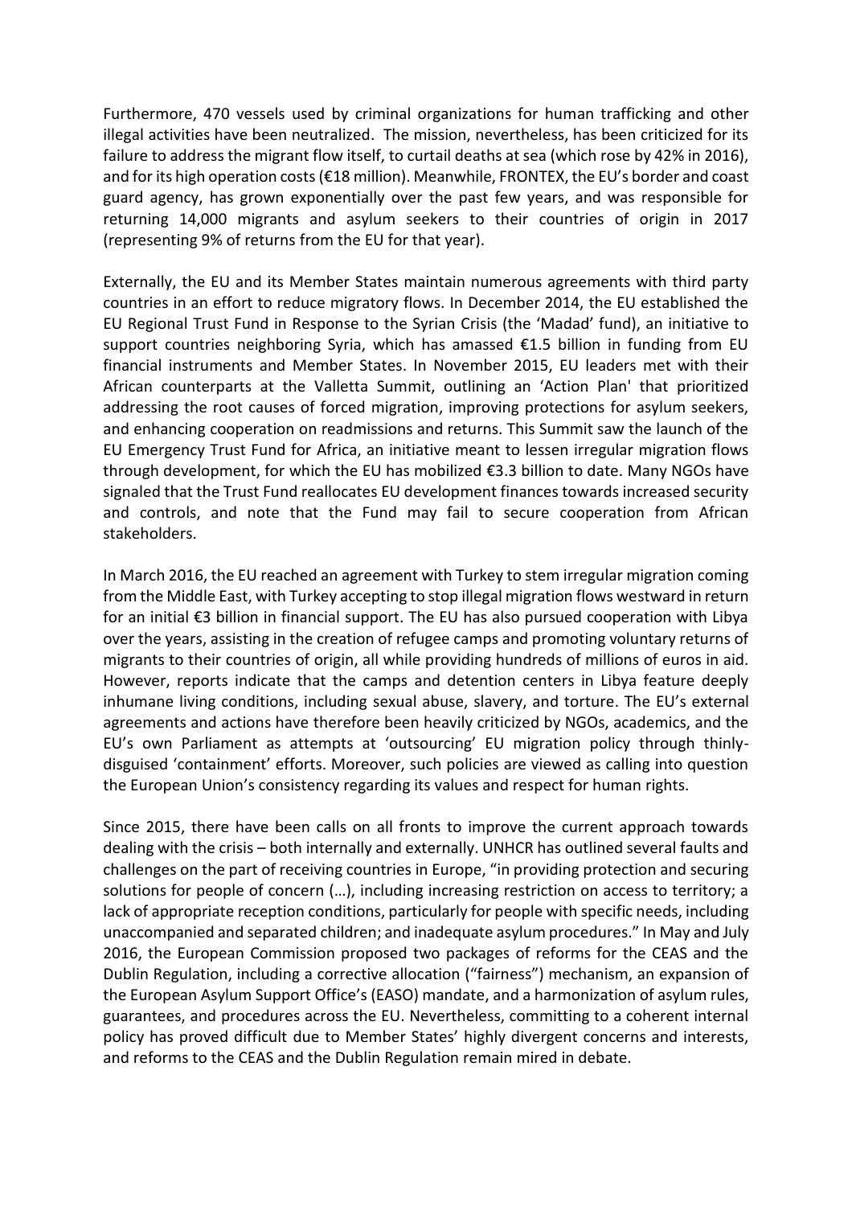Furthermore, 470 vessels used by criminal organizations for human trafficking and other illegal activities have been neutralized. The mission, nevertheless, has been criticized for its failure to address the migrant flow itself, to curtail deaths at sea (which rose by 42% in 2016), and for its high operation costs (€18 million). Meanwhile, FRONTEX, the EU's border and coast guard agency, has grown exponentially over the past few years, and was responsible for returning 14,000 migrants and asylum seekers to their countries of origin in 2017 (representing 9% of returns from the EU for that year).

Externally, the EU and its Member States maintain numerous agreements with third party countries in an effort to reduce migratory flows. In December 2014, the EU established the EU Regional Trust Fund in Response to the Syrian Crisis (the 'Madad' fund), an initiative to support countries neighboring Syria, which has amassed €1.5 billion in funding from EU financial instruments and Member States. In November 2015, EU leaders met with their African counterparts at the Valletta Summit, outlining an 'Action Plan' that prioritized addressing the root causes of forced migration, improving protections for asylum seekers, and enhancing cooperation on readmissions and returns. This Summit saw the launch of the EU Emergency Trust Fund for Africa, an initiative meant to lessen irregular migration flows through development, for which the EU has mobilized €3.3 billion to date. Many NGOs have signaled that the Trust Fund reallocates EU development finances towards increased security and controls, and note that the Fund may fail to secure cooperation from African stakeholders.

In March 2016, the EU reached an agreement with Turkey to stem irregular migration coming from the Middle East, with Turkey accepting to stop illegal migration flows westward in return for an initial €3 billion in financial support. The EU has also pursued cooperation with Libya over the years, assisting in the creation of refugee camps and promoting voluntary returns of migrants to their countries of origin, all while providing hundreds of millions of euros in aid. However, reports indicate that the camps and detention centers in Libya feature deeply inhumane living conditions, including sexual abuse, slavery, and torture. The EU's external agreements and actions have therefore been heavily criticized by NGOs, academics, and the EU's own Parliament as attempts at 'outsourcing' EU migration policy through thinly-disguised 'containment' efforts. Moreover, such policies are viewed as calling into question the European Union's consistency regarding its values and respect for human rights.

Since 2015, there have been calls on all fronts to improve the current approach towards dealing with the crisis – both internally and externally. UNHCR has outlined several faults and challenges on the part of receiving countries in Europe, "in providing protection and securing solutions for people of concern (…), including increasing restriction on access to territory; a lack of appropriate reception conditions, particularly for people with specific needs, including unaccompanied and separated children; and inadequate asylum procedures." In May and July 2016, the European Commission proposed two packages of reforms for the CEAS and the Dublin Regulation, including a corrective allocation ("fairness") mechanism, an expansion of the European Asylum Support Office's (EASO) mandate, and a harmonization of asylum rules, guarantees, and procedures across the EU. Nevertheless, committing to a coherent internal policy has proved difficult due to Member States' highly divergent concerns and interests, and reforms to the CEAS and the Dublin Regulation remain mired in debate.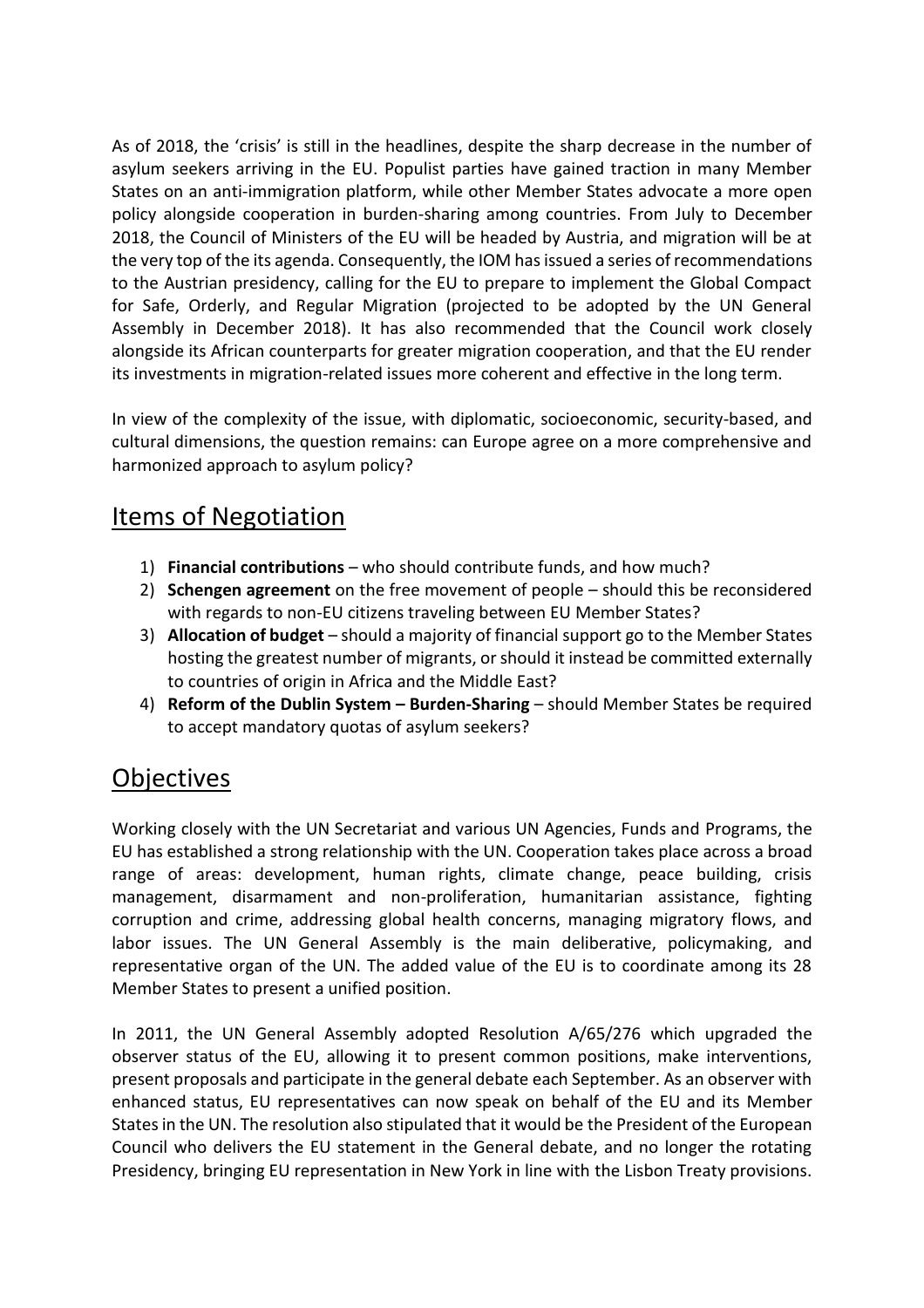As of 2018, the 'crisis' is still in the headlines, despite the sharp decrease in the number of asylum seekers arriving in the EU. Populist parties have gained traction in many Member States on an anti-immigration platform, while other Member States advocate a more open policy alongside cooperation in burden-sharing among countries. From July to December 2018, the Council of Ministers of the EU will be headed by Austria, and migration will be at the very top of the its agenda. Consequently, the IOM has issued a series of recommendations to the Austrian presidency, calling for the EU to prepare to implement the Global Compact for Safe, Orderly, and Regular Migration (projected to be adopted by the UN General Assembly in December 2018). It has also recommended that the Council work closely alongside its African counterparts for greater migration cooperation, and that the EU render its investments in migration-related issues more coherent and effective in the long term.

In view of the complexity of the issue, with diplomatic, socioeconomic, security-based, and cultural dimensions, the question remains: can Europe agree on a more comprehensive and harmonized approach to asylum policy?

## Items of Negotiation

1) **Financial contributions** – who should contribute funds, and how much?
2) **Schengen agreement** on the free movement of people – should this be reconsidered with regards to non-EU citizens traveling between EU Member States?
3) **Allocation of budget** – should a majority of financial support go to the Member States hosting the greatest number of migrants, or should it instead be committed externally to countries of origin in Africa and the Middle East?
4) **Reform of the Dublin System – Burden-Sharing** – should Member States be required to accept mandatory quotas of asylum seekers?

## Objectives

Working closely with the UN Secretariat and various UN Agencies, Funds and Programs, the EU has established a strong relationship with the UN. Cooperation takes place across a broad range of areas: development, human rights, climate change, peace building, crisis management, disarmament and non-proliferation, humanitarian assistance, fighting corruption and crime, addressing global health concerns, managing migratory flows, and labor issues. The UN General Assembly is the main deliberative, policymaking, and representative organ of the UN. The added value of the EU is to coordinate among its 28 Member States to present a unified position.

In 2011, the UN General Assembly adopted Resolution A/65/276 which upgraded the observer status of the EU, allowing it to present common positions, make interventions, present proposals and participate in the general debate each September. As an observer with enhanced status, EU representatives can now speak on behalf of the EU and its Member States in the UN. The resolution also stipulated that it would be the President of the European Council who delivers the EU statement in the General debate, and no longer the rotating Presidency, bringing EU representation in New York in line with the Lisbon Treaty provisions.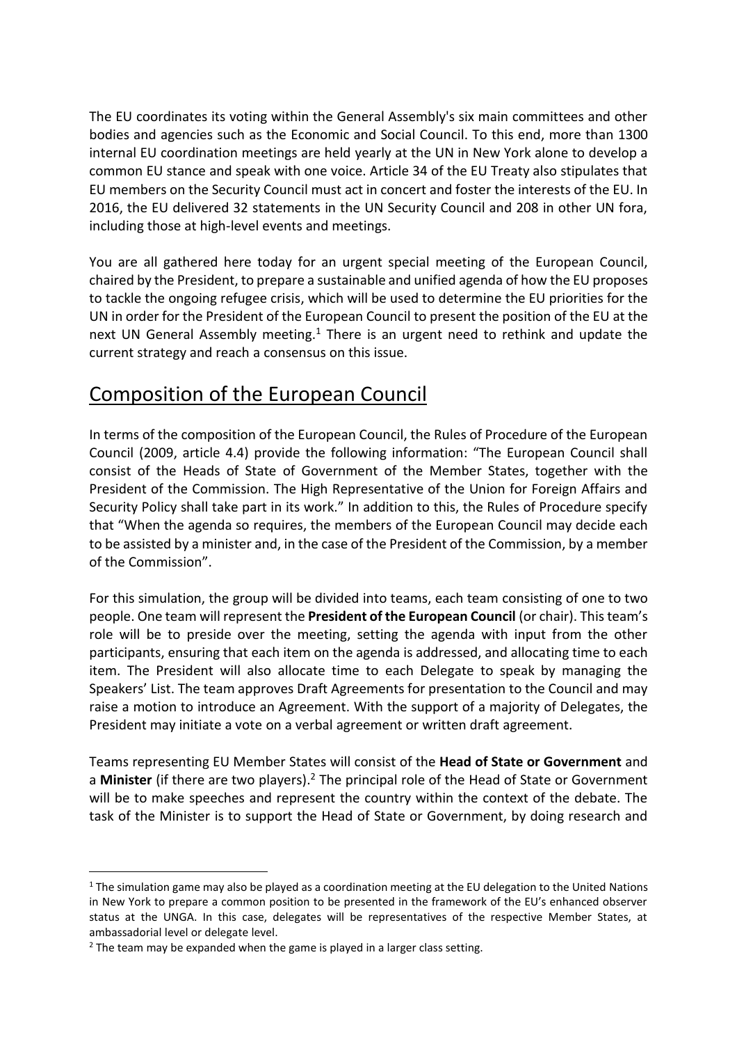The EU coordinates its voting within the General Assembly's six main committees and other bodies and agencies such as the Economic and Social Council. To this end, more than 1300 internal EU coordination meetings are held yearly at the UN in New York alone to develop a common EU stance and speak with one voice. Article 34 of the EU Treaty also stipulates that EU members on the Security Council must act in concert and foster the interests of the EU. In 2016, the EU delivered 32 statements in the UN Security Council and 208 in other UN fora, including those at high-level events and meetings.

You are all gathered here today for an urgent special meeting of the European Council, chaired by the President, to prepare a sustainable and unified agenda of how the EU proposes to tackle the ongoing refugee crisis, which will be used to determine the EU priorities for the UN in order for the President of the European Council to present the position of the EU at the next UN General Assembly meeting.[1] There is an urgent need to rethink and update the current strategy and reach a consensus on this issue.

## Composition of the European Council

In terms of the composition of the European Council, the Rules of Procedure of the European Council (2009, article 4.4) provide the following information: "The European Council shall consist of the Heads of State of Government of the Member States, together with the President of the Commission. The High Representative of the Union for Foreign Affairs and Security Policy shall take part in its work." In addition to this, the Rules of Procedure specify that "When the agenda so requires, the members of the European Council may decide each to be assisted by a minister and, in the case of the President of the Commission, by a member of the Commission".

For this simulation, the group will be divided into teams, each team consisting of one to two people. One team will represent the **President of the European Council** (or chair). This team's role will be to preside over the meeting, setting the agenda with input from the other participants, ensuring that each item on the agenda is addressed, and allocating time to each item. The President will also allocate time to each Delegate to speak by managing the Speakers' List. The team approves Draft Agreements for presentation to the Council and may raise a motion to introduce an Agreement. With the support of a majority of Delegates, the President may initiate a vote on a verbal agreement or written draft agreement.

Teams representing EU Member States will consist of the **Head of State or Government** and a **Minister** (if there are two players).[2] The principal role of the Head of State or Government will be to make speeches and represent the country within the context of the debate. The task of the Minister is to support the Head of State or Government, by doing research and

---

[1] The simulation game may also be played as a coordination meeting at the EU delegation to the United Nations in New York to prepare a common position to be presented in the framework of the EU's enhanced observer status at the UNGA. In this case, delegates will be representatives of the respective Member States, at ambassadorial level or delegate level.

[2] The team may be expanded when the game is played in a larger class setting.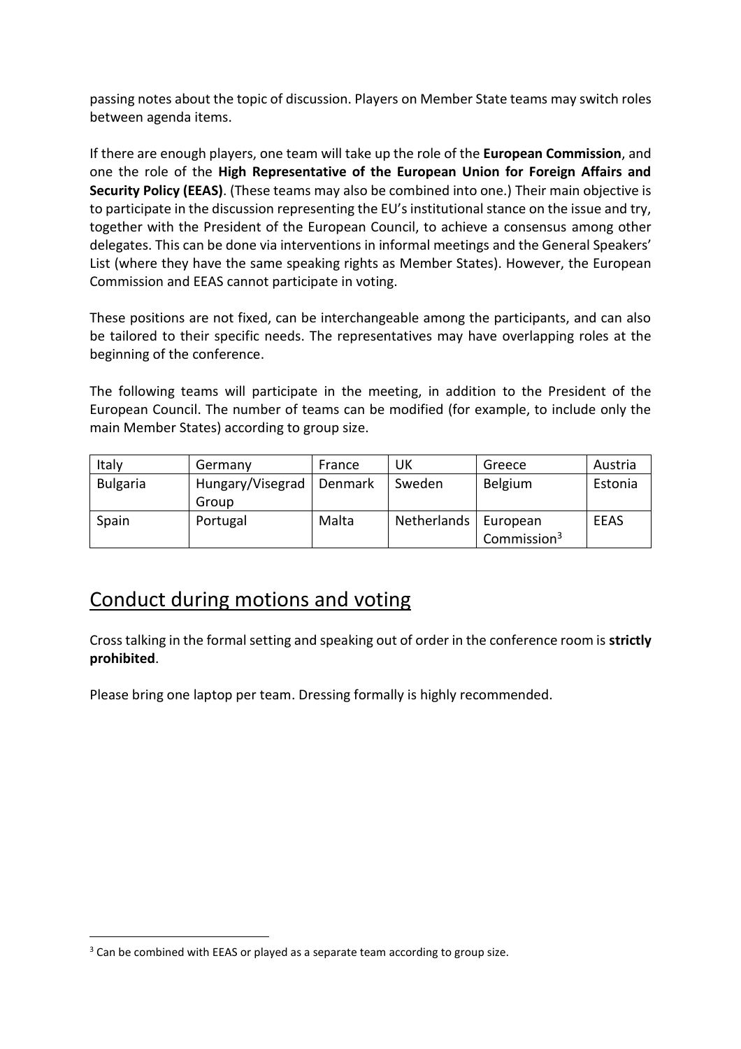passing notes about the topic of discussion. Players on Member State teams may switch roles between agenda items.

If there are enough players, one team will take up the role of the **European Commission**, and one the role of the **High Representative of the European Union for Foreign Affairs and Security Policy (EEAS)**. (These teams may also be combined into one.) Their main objective is to participate in the discussion representing the EU's institutional stance on the issue and try, together with the President of the European Council, to achieve a consensus among other delegates. This can be done via interventions in informal meetings and the General Speakers' List (where they have the same speaking rights as Member States). However, the European Commission and EEAS cannot participate in voting.

These positions are not fixed, can be interchangeable among the participants, and can also be tailored to their specific needs. The representatives may have overlapping roles at the beginning of the conference.

The following teams will participate in the meeting, in addition to the President of the European Council. The number of teams can be modified (for example, to include only the main Member States) according to group size.

| | | | | | |
|---|---|---|---|---|---|
| Italy | Germany | France | UK | Greece | Austria |
| Bulgaria | Hungary/Visegrad Group | Denmark | Sweden | Belgium | Estonia |
| Spain | Portugal | Malta | Netherlands | European Commission[3] | EEAS |

## Conduct during motions and voting

Cross talking in the formal setting and speaking out of order in the conference room is **strictly prohibited**.

Please bring one laptop per team. Dressing formally is highly recommended.

[3] Can be combined with EEAS or played as a separate team according to group size.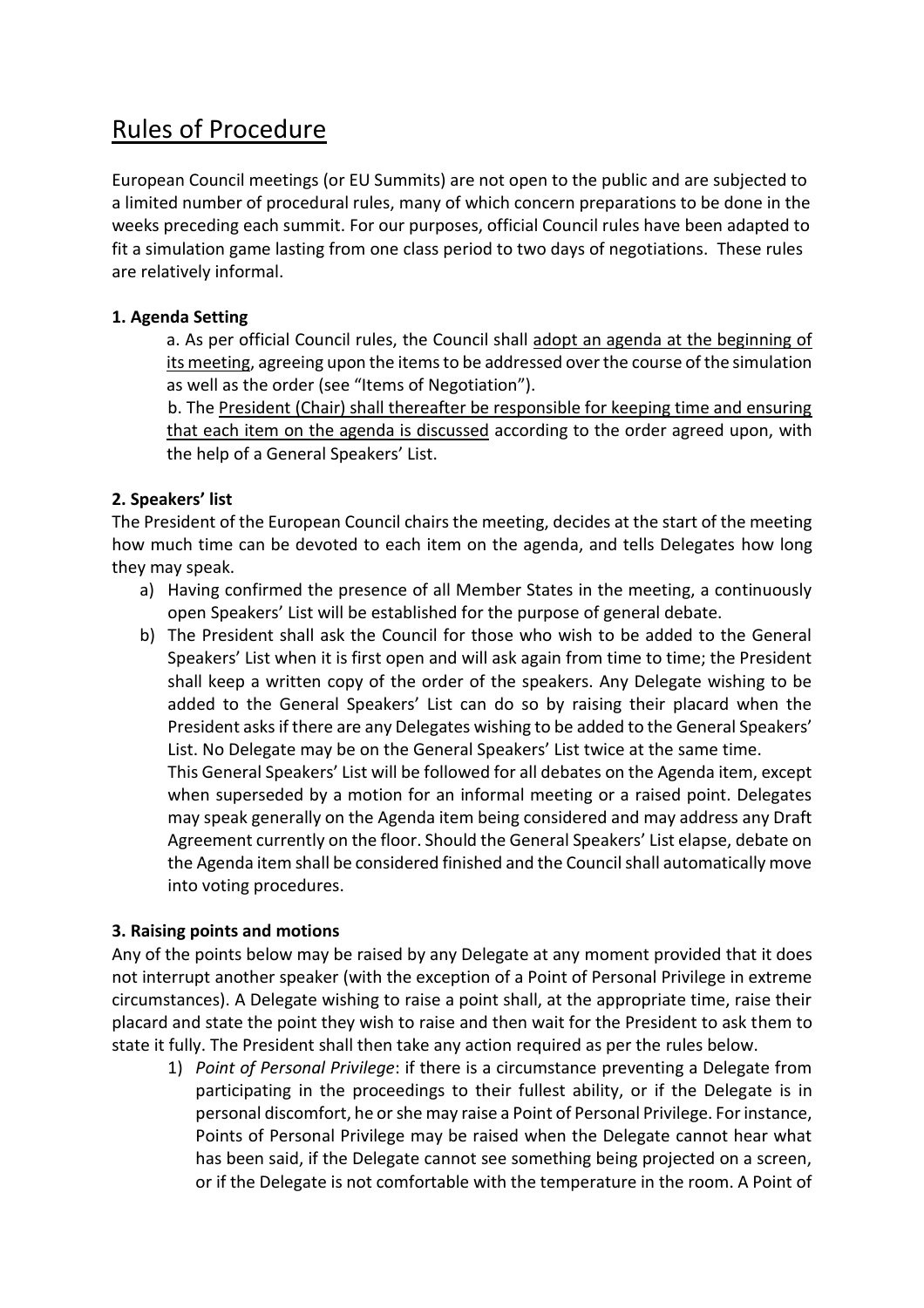# Rules of Procedure

European Council meetings (or EU Summits) are not open to the public and are subjected to a limited number of procedural rules, many of which concern preparations to be done in the weeks preceding each summit. For our purposes, official Council rules have been adapted to fit a simulation game lasting from one class period to two days of negotiations. These rules are relatively informal.

### 1. Agenda Setting

a. As per official Council rules, the Council shall <u>adopt an agenda at the beginning of its meeting</u>, agreeing upon the items to be addressed over the course of the simulation as well as the order (see "Items of Negotiation").

b. The <u>President (Chair) shall thereafter be responsible for keeping time and ensuring that each item on the agenda is discussed</u> according to the order agreed upon, with the help of a General Speakers' List.

### 2. Speakers' list

The President of the European Council chairs the meeting, decides at the start of the meeting how much time can be devoted to each item on the agenda, and tells Delegates how long they may speak.

a) Having confirmed the presence of all Member States in the meeting, a continuously open Speakers' List will be established for the purpose of general debate.

b) The President shall ask the Council for those who wish to be added to the General Speakers' List when it is first open and will ask again from time to time; the President shall keep a written copy of the order of the speakers. Any Delegate wishing to be added to the General Speakers' List can do so by raising their placard when the President asks if there are any Delegates wishing to be added to the General Speakers' List. No Delegate may be on the General Speakers' List twice at the same time.

This General Speakers' List will be followed for all debates on the Agenda item, except when superseded by a motion for an informal meeting or a raised point. Delegates may speak generally on the Agenda item being considered and may address any Draft Agreement currently on the floor. Should the General Speakers' List elapse, debate on the Agenda item shall be considered finished and the Council shall automatically move into voting procedures.

### 3. Raising points and motions

Any of the points below may be raised by any Delegate at any moment provided that it does not interrupt another speaker (with the exception of a Point of Personal Privilege in extreme circumstances). A Delegate wishing to raise a point shall, at the appropriate time, raise their placard and state the point they wish to raise and then wait for the President to ask them to state it fully. The President shall then take any action required as per the rules below.

1) *Point of Personal Privilege*: if there is a circumstance preventing a Delegate from participating in the proceedings to their fullest ability, or if the Delegate is in personal discomfort, he or she may raise a Point of Personal Privilege. For instance, Points of Personal Privilege may be raised when the Delegate cannot hear what has been said, if the Delegate cannot see something being projected on a screen, or if the Delegate is not comfortable with the temperature in the room. A Point of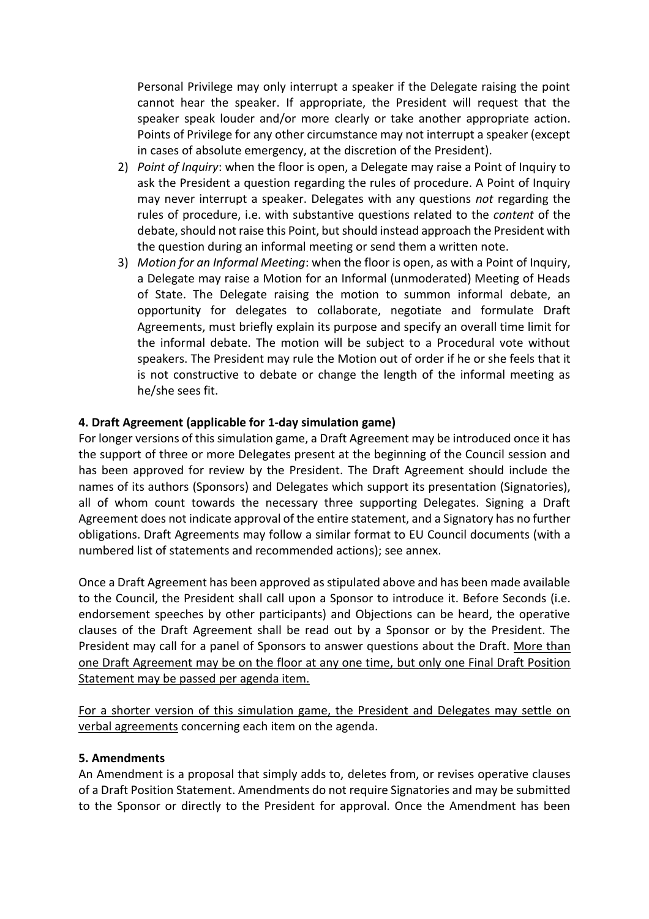Personal Privilege may only interrupt a speaker if the Delegate raising the point cannot hear the speaker. If appropriate, the President will request that the speaker speak louder and/or more clearly or take another appropriate action. Points of Privilege for any other circumstance may not interrupt a speaker (except in cases of absolute emergency, at the discretion of the President).

2) *Point of Inquiry*: when the floor is open, a Delegate may raise a Point of Inquiry to ask the President a question regarding the rules of procedure. A Point of Inquiry may never interrupt a speaker. Delegates with any questions *not* regarding the rules of procedure, i.e. with substantive questions related to the *content* of the debate, should not raise this Point, but should instead approach the President with the question during an informal meeting or send them a written note.
3) *Motion for an Informal Meeting*: when the floor is open, as with a Point of Inquiry, a Delegate may raise a Motion for an Informal (unmoderated) Meeting of Heads of State. The Delegate raising the motion to summon informal debate, an opportunity for delegates to collaborate, negotiate and formulate Draft Agreements, must briefly explain its purpose and specify an overall time limit for the informal debate. The motion will be subject to a Procedural vote without speakers. The President may rule the Motion out of order if he or she feels that it is not constructive to debate or change the length of the informal meeting as he/she sees fit.

**4. Draft Agreement (applicable for 1-day simulation game)**

For longer versions of this simulation game, a Draft Agreement may be introduced once it has the support of three or more Delegates present at the beginning of the Council session and has been approved for review by the President. The Draft Agreement should include the names of its authors (Sponsors) and Delegates which support its presentation (Signatories), all of whom count towards the necessary three supporting Delegates. Signing a Draft Agreement does not indicate approval of the entire statement, and a Signatory has no further obligations. Draft Agreements may follow a similar format to EU Council documents (with a numbered list of statements and recommended actions); see annex.

Once a Draft Agreement has been approved as stipulated above and has been made available to the Council, the President shall call upon a Sponsor to introduce it. Before Seconds (i.e. endorsement speeches by other participants) and Objections can be heard, the operative clauses of the Draft Agreement shall be read out by a Sponsor or by the President. The President may call for a panel of Sponsors to answer questions about the Draft. More than one Draft Agreement may be on the floor at any one time, but only one Final Draft Position Statement may be passed per agenda item.

For a shorter version of this simulation game, the President and Delegates may settle on verbal agreements concerning each item on the agenda.

**5. Amendments**

An Amendment is a proposal that simply adds to, deletes from, or revises operative clauses of a Draft Position Statement. Amendments do not require Signatories and may be submitted to the Sponsor or directly to the President for approval. Once the Amendment has been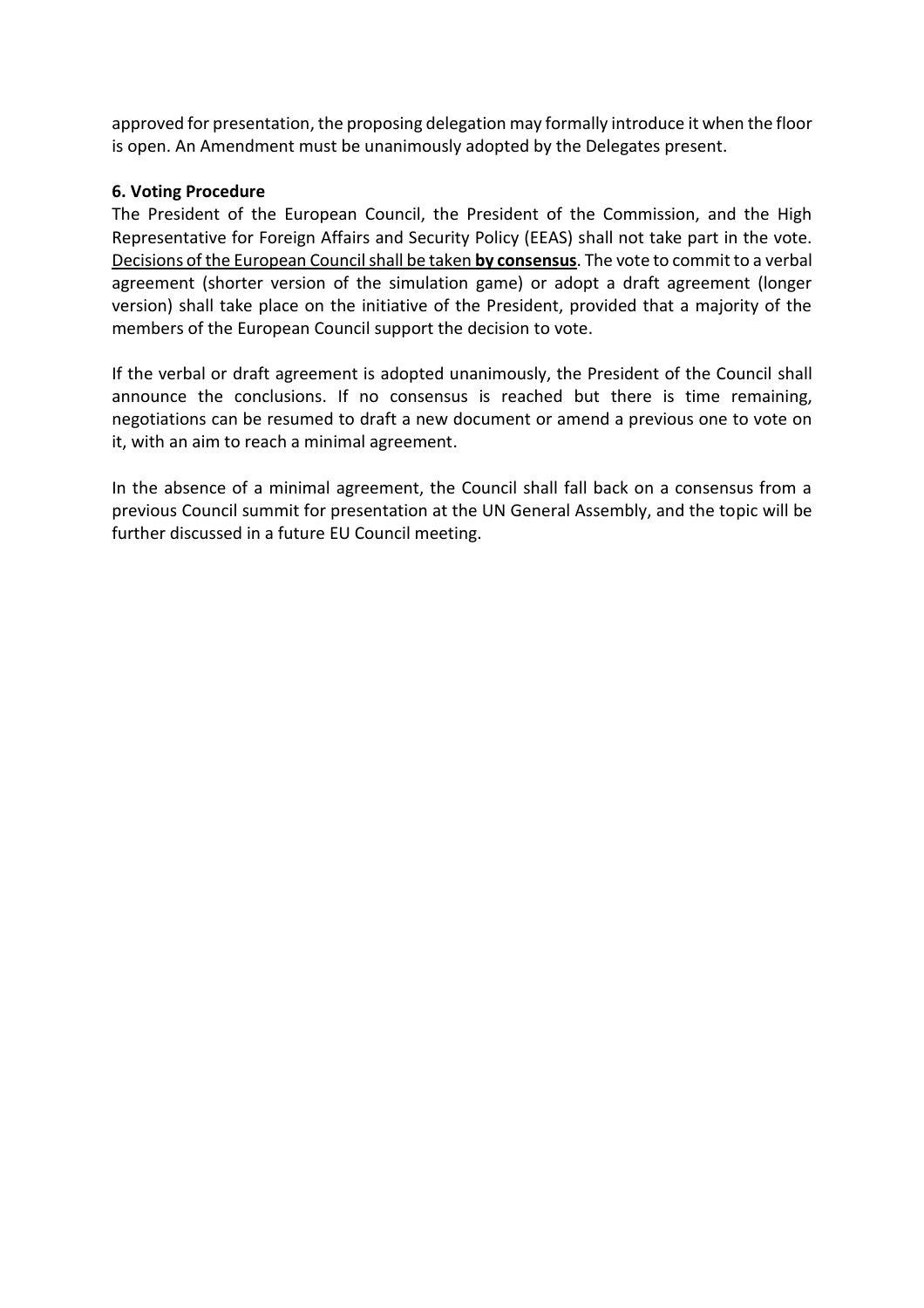approved for presentation, the proposing delegation may formally introduce it when the floor is open. An Amendment must be unanimously adopted by the Delegates present.

**6. Voting Procedure**

The President of the European Council, the President of the Commission, and the High Representative for Foreign Affairs and Security Policy (EEAS) shall not take part in the vote. <u>Decisions of the European Council shall be taken **by consensus**</u>. The vote to commit to a verbal agreement (shorter version of the simulation game) or adopt a draft agreement (longer version) shall take place on the initiative of the President, provided that a majority of the members of the European Council support the decision to vote.

If the verbal or draft agreement is adopted unanimously, the President of the Council shall announce the conclusions. If no consensus is reached but there is time remaining, negotiations can be resumed to draft a new document or amend a previous one to vote on it, with an aim to reach a minimal agreement.

In the absence of a minimal agreement, the Council shall fall back on a consensus from a previous Council summit for presentation at the UN General Assembly, and the topic will be further discussed in a future EU Council meeting.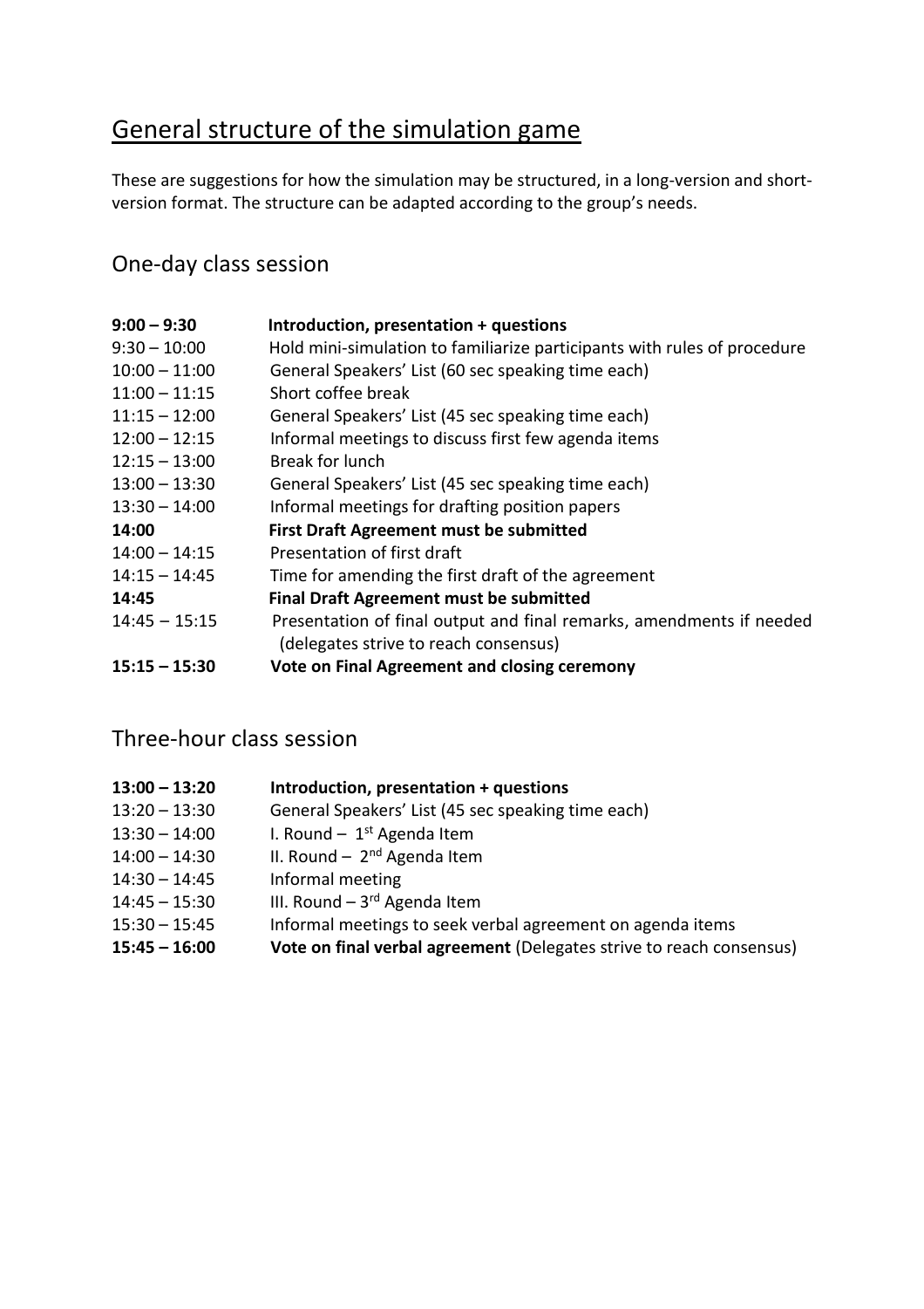# General structure of the simulation game

These are suggestions for how the simulation may be structured, in a long-version and short-version format. The structure can be adapted according to the group's needs.

## One-day class session

| | |
|---|---|
| **9:00 – 9:30** | **Introduction, presentation + questions** |
| 9:30 – 10:00 | Hold mini-simulation to familiarize participants with rules of procedure |
| 10:00 – 11:00 | General Speakers' List (60 sec speaking time each) |
| 11:00 – 11:15 | Short coffee break |
| 11:15 – 12:00 | General Speakers' List (45 sec speaking time each) |
| 12:00 – 12:15 | Informal meetings to discuss first few agenda items |
| 12:15 – 13:00 | Break for lunch |
| 13:00 – 13:30 | General Speakers' List (45 sec speaking time each) |
| 13:30 – 14:00 | Informal meetings for drafting position papers |
| **14:00** | **First Draft Agreement must be submitted** |
| 14:00 – 14:15 | Presentation of first draft |
| 14:15 – 14:45 | Time for amending the first draft of the agreement |
| **14:45** | **Final Draft Agreement must be submitted** |
| 14:45 – 15:15 | Presentation of final output and final remarks, amendments if needed (delegates strive to reach consensus) |
| **15:15 – 15:30** | **Vote on Final Agreement and closing ceremony** |

## Three-hour class session

| | |
|---|---|
| **13:00 – 13:20** | **Introduction, presentation + questions** |
| 13:20 – 13:30 | General Speakers' List (45 sec speaking time each) |
| 13:30 – 14:00 | I. Round – 1st Agenda Item |
| 14:00 – 14:30 | II. Round – 2nd Agenda Item |
| 14:30 – 14:45 | Informal meeting |
| 14:45 – 15:30 | III. Round – 3rd Agenda Item |
| 15:30 – 15:45 | Informal meetings to seek verbal agreement on agenda items |
| **15:45 – 16:00** | **Vote on final verbal agreement** (Delegates strive to reach consensus) |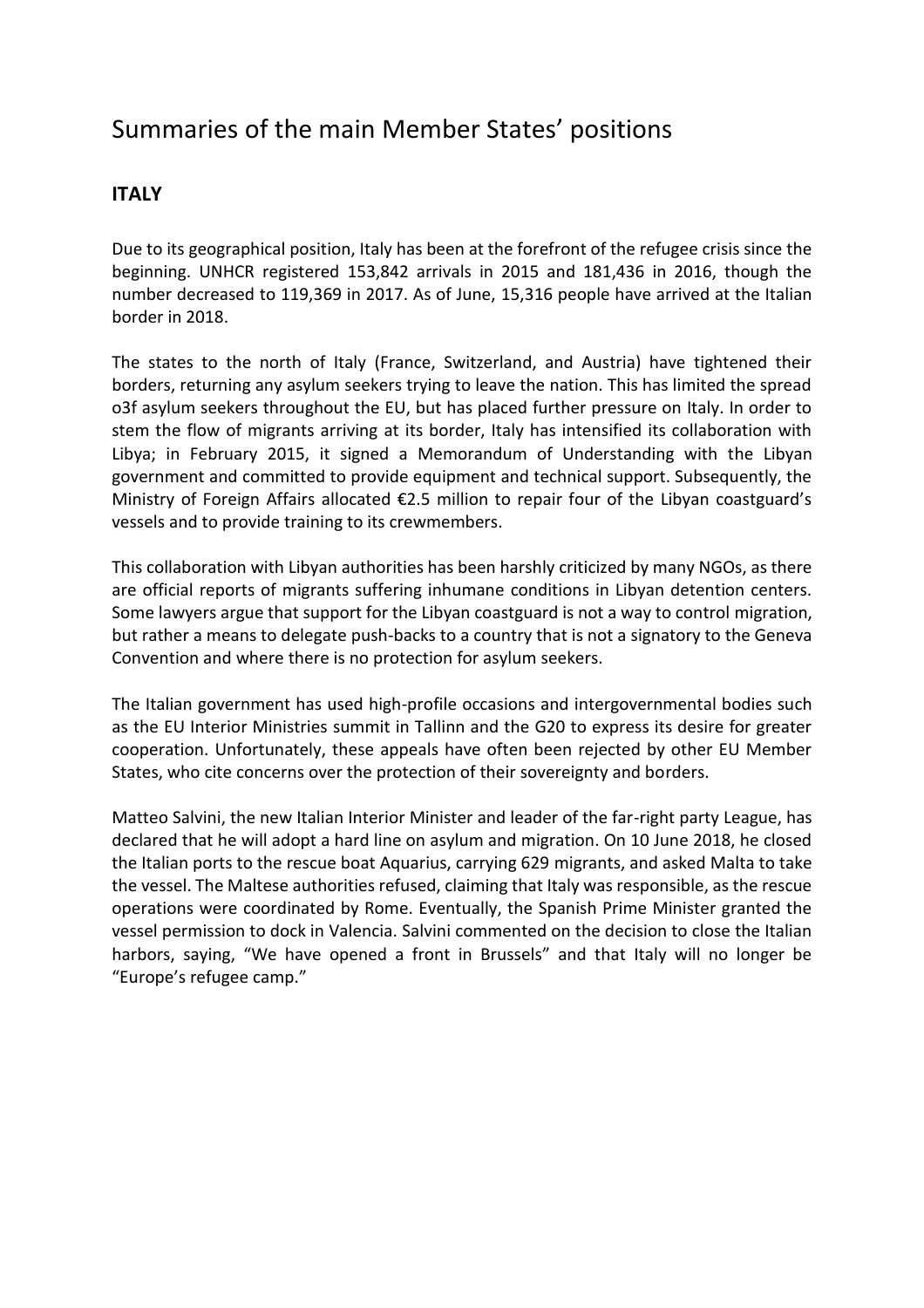# Summaries of the main Member States' positions

## ITALY

Due to its geographical position, Italy has been at the forefront of the refugee crisis since the beginning. UNHCR registered 153,842 arrivals in 2015 and 181,436 in 2016, though the number decreased to 119,369 in 2017. As of June, 15,316 people have arrived at the Italian border in 2018.

The states to the north of Italy (France, Switzerland, and Austria) have tightened their borders, returning any asylum seekers trying to leave the nation. This has limited the spread o3f asylum seekers throughout the EU, but has placed further pressure on Italy. In order to stem the flow of migrants arriving at its border, Italy has intensified its collaboration with Libya; in February 2015, it signed a Memorandum of Understanding with the Libyan government and committed to provide equipment and technical support. Subsequently, the Ministry of Foreign Affairs allocated €2.5 million to repair four of the Libyan coastguard's vessels and to provide training to its crewmembers.

This collaboration with Libyan authorities has been harshly criticized by many NGOs, as there are official reports of migrants suffering inhumane conditions in Libyan detention centers. Some lawyers argue that support for the Libyan coastguard is not a way to control migration, but rather a means to delegate push-backs to a country that is not a signatory to the Geneva Convention and where there is no protection for asylum seekers.

The Italian government has used high-profile occasions and intergovernmental bodies such as the EU Interior Ministries summit in Tallinn and the G20 to express its desire for greater cooperation. Unfortunately, these appeals have often been rejected by other EU Member States, who cite concerns over the protection of their sovereignty and borders.

Matteo Salvini, the new Italian Interior Minister and leader of the far-right party League, has declared that he will adopt a hard line on asylum and migration. On 10 June 2018, he closed the Italian ports to the rescue boat Aquarius, carrying 629 migrants, and asked Malta to take the vessel. The Maltese authorities refused, claiming that Italy was responsible, as the rescue operations were coordinated by Rome. Eventually, the Spanish Prime Minister granted the vessel permission to dock in Valencia. Salvini commented on the decision to close the Italian harbors, saying, "We have opened a front in Brussels" and that Italy will no longer be "Europe's refugee camp."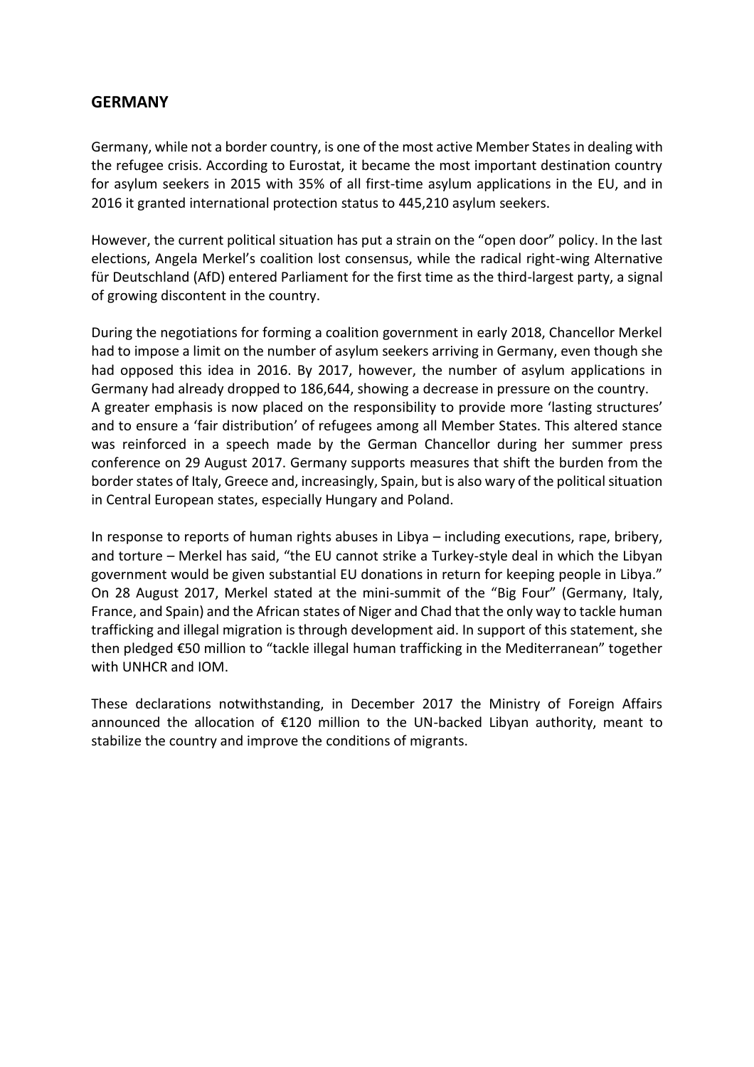## GERMANY

Germany, while not a border country, is one of the most active Member States in dealing with the refugee crisis. According to Eurostat, it became the most important destination country for asylum seekers in 2015 with 35% of all first-time asylum applications in the EU, and in 2016 it granted international protection status to 445,210 asylum seekers.

However, the current political situation has put a strain on the "open door" policy. In the last elections, Angela Merkel's coalition lost consensus, while the radical right-wing Alternative für Deutschland (AfD) entered Parliament for the first time as the third-largest party, a signal of growing discontent in the country.

During the negotiations for forming a coalition government in early 2018, Chancellor Merkel had to impose a limit on the number of asylum seekers arriving in Germany, even though she had opposed this idea in 2016. By 2017, however, the number of asylum applications in Germany had already dropped to 186,644, showing a decrease in pressure on the country. A greater emphasis is now placed on the responsibility to provide more 'lasting structures' and to ensure a 'fair distribution' of refugees among all Member States. This altered stance was reinforced in a speech made by the German Chancellor during her summer press conference on 29 August 2017. Germany supports measures that shift the burden from the border states of Italy, Greece and, increasingly, Spain, but is also wary of the political situation in Central European states, especially Hungary and Poland.

In response to reports of human rights abuses in Libya – including executions, rape, bribery, and torture – Merkel has said, "the EU cannot strike a Turkey-style deal in which the Libyan government would be given substantial EU donations in return for keeping people in Libya." On 28 August 2017, Merkel stated at the mini-summit of the "Big Four" (Germany, Italy, France, and Spain) and the African states of Niger and Chad that the only way to tackle human trafficking and illegal migration is through development aid. In support of this statement, she then pledged €50 million to "tackle illegal human trafficking in the Mediterranean" together with UNHCR and IOM.

These declarations notwithstanding, in December 2017 the Ministry of Foreign Affairs announced the allocation of €120 million to the UN-backed Libyan authority, meant to stabilize the country and improve the conditions of migrants.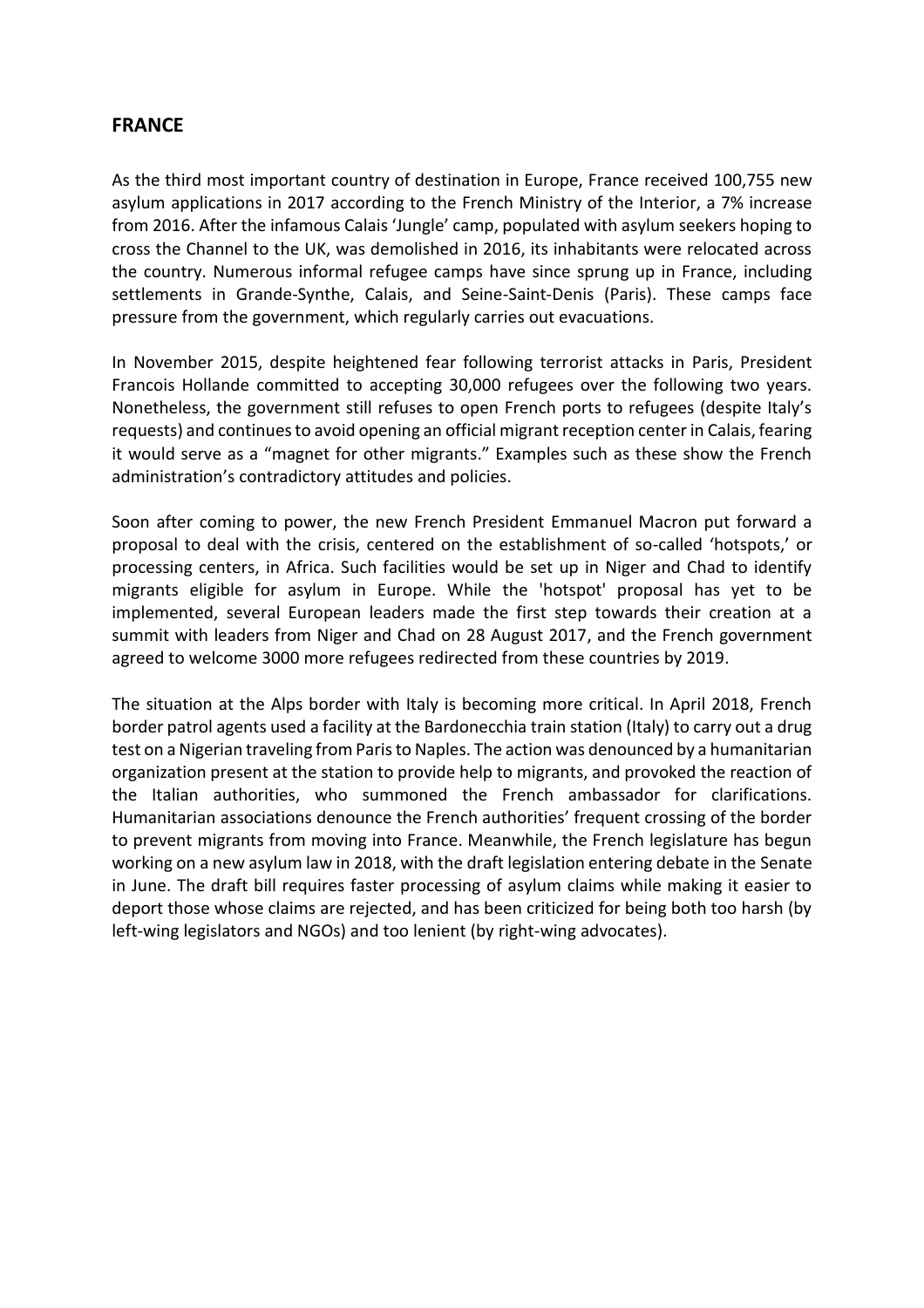## FRANCE

As the third most important country of destination in Europe, France received 100,755 new asylum applications in 2017 according to the French Ministry of the Interior, a 7% increase from 2016. After the infamous Calais 'Jungle' camp, populated with asylum seekers hoping to cross the Channel to the UK, was demolished in 2016, its inhabitants were relocated across the country. Numerous informal refugee camps have since sprung up in France, including settlements in Grande-Synthe, Calais, and Seine-Saint-Denis (Paris). These camps face pressure from the government, which regularly carries out evacuations.

In November 2015, despite heightened fear following terrorist attacks in Paris, President Francois Hollande committed to accepting 30,000 refugees over the following two years. Nonetheless, the government still refuses to open French ports to refugees (despite Italy's requests) and continues to avoid opening an official migrant reception center in Calais, fearing it would serve as a "magnet for other migrants." Examples such as these show the French administration's contradictory attitudes and policies.

Soon after coming to power, the new French President Emmanuel Macron put forward a proposal to deal with the crisis, centered on the establishment of so-called 'hotspots,' or processing centers, in Africa. Such facilities would be set up in Niger and Chad to identify migrants eligible for asylum in Europe. While the 'hotspot' proposal has yet to be implemented, several European leaders made the first step towards their creation at a summit with leaders from Niger and Chad on 28 August 2017, and the French government agreed to welcome 3000 more refugees redirected from these countries by 2019.

The situation at the Alps border with Italy is becoming more critical. In April 2018, French border patrol agents used a facility at the Bardonecchia train station (Italy) to carry out a drug test on a Nigerian traveling from Paris to Naples. The action was denounced by a humanitarian organization present at the station to provide help to migrants, and provoked the reaction of the Italian authorities, who summoned the French ambassador for clarifications. Humanitarian associations denounce the French authorities' frequent crossing of the border to prevent migrants from moving into France. Meanwhile, the French legislature has begun working on a new asylum law in 2018, with the draft legislation entering debate in the Senate in June. The draft bill requires faster processing of asylum claims while making it easier to deport those whose claims are rejected, and has been criticized for being both too harsh (by left-wing legislators and NGOs) and too lenient (by right-wing advocates).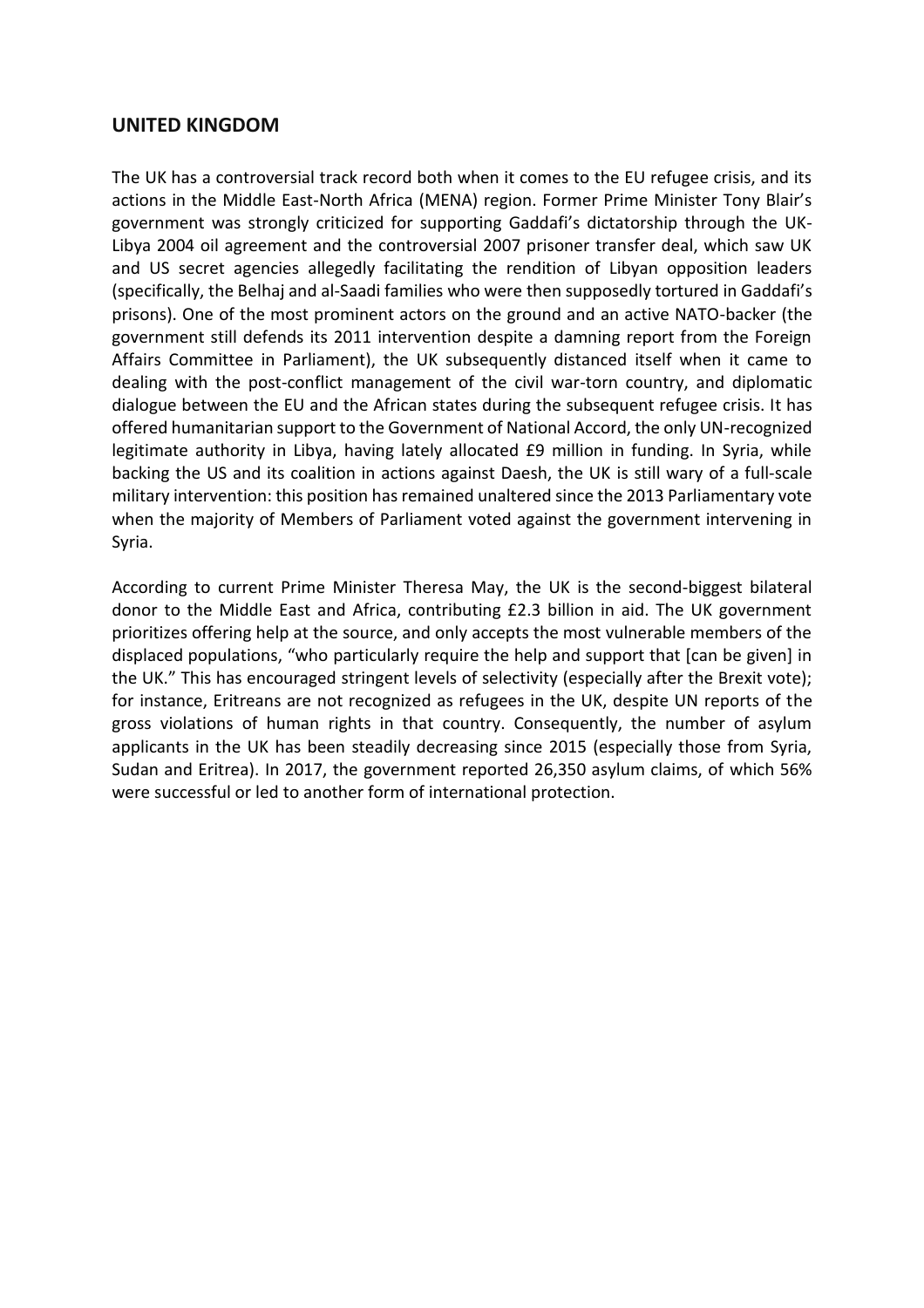## UNITED KINGDOM

The UK has a controversial track record both when it comes to the EU refugee crisis, and its actions in the Middle East-North Africa (MENA) region. Former Prime Minister Tony Blair's government was strongly criticized for supporting Gaddafi's dictatorship through the UK-Libya 2004 oil agreement and the controversial 2007 prisoner transfer deal, which saw UK and US secret agencies allegedly facilitating the rendition of Libyan opposition leaders (specifically, the Belhaj and al-Saadi families who were then supposedly tortured in Gaddafi's prisons). One of the most prominent actors on the ground and an active NATO-backer (the government still defends its 2011 intervention despite a damning report from the Foreign Affairs Committee in Parliament), the UK subsequently distanced itself when it came to dealing with the post-conflict management of the civil war-torn country, and diplomatic dialogue between the EU and the African states during the subsequent refugee crisis. It has offered humanitarian support to the Government of National Accord, the only UN-recognized legitimate authority in Libya, having lately allocated £9 million in funding. In Syria, while backing the US and its coalition in actions against Daesh, the UK is still wary of a full-scale military intervention: this position has remained unaltered since the 2013 Parliamentary vote when the majority of Members of Parliament voted against the government intervening in Syria.

According to current Prime Minister Theresa May, the UK is the second-biggest bilateral donor to the Middle East and Africa, contributing £2.3 billion in aid. The UK government prioritizes offering help at the source, and only accepts the most vulnerable members of the displaced populations, "who particularly require the help and support that [can be given] in the UK." This has encouraged stringent levels of selectivity (especially after the Brexit vote); for instance, Eritreans are not recognized as refugees in the UK, despite UN reports of the gross violations of human rights in that country. Consequently, the number of asylum applicants in the UK has been steadily decreasing since 2015 (especially those from Syria, Sudan and Eritrea). In 2017, the government reported 26,350 asylum claims, of which 56% were successful or led to another form of international protection.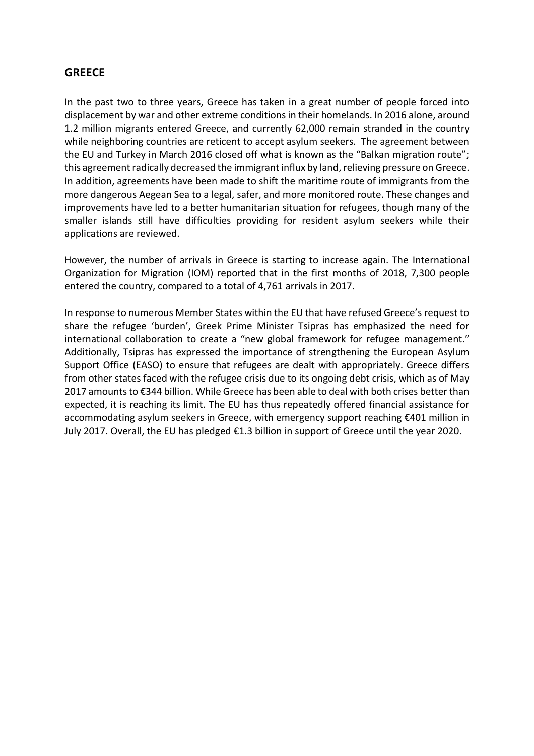## GREECE

In the past two to three years, Greece has taken in a great number of people forced into displacement by war and other extreme conditions in their homelands. In 2016 alone, around 1.2 million migrants entered Greece, and currently 62,000 remain stranded in the country while neighboring countries are reticent to accept asylum seekers. The agreement between the EU and Turkey in March 2016 closed off what is known as the "Balkan migration route"; this agreement radically decreased the immigrant influx by land, relieving pressure on Greece. In addition, agreements have been made to shift the maritime route of immigrants from the more dangerous Aegean Sea to a legal, safer, and more monitored route. These changes and improvements have led to a better humanitarian situation for refugees, though many of the smaller islands still have difficulties providing for resident asylum seekers while their applications are reviewed.

However, the number of arrivals in Greece is starting to increase again. The International Organization for Migration (IOM) reported that in the first months of 2018, 7,300 people entered the country, compared to a total of 4,761 arrivals in 2017.

In response to numerous Member States within the EU that have refused Greece's request to share the refugee 'burden', Greek Prime Minister Tsipras has emphasized the need for international collaboration to create a "new global framework for refugee management." Additionally, Tsipras has expressed the importance of strengthening the European Asylum Support Office (EASO) to ensure that refugees are dealt with appropriately. Greece differs from other states faced with the refugee crisis due to its ongoing debt crisis, which as of May 2017 amounts to €344 billion. While Greece has been able to deal with both crises better than expected, it is reaching its limit. The EU has thus repeatedly offered financial assistance for accommodating asylum seekers in Greece, with emergency support reaching €401 million in July 2017. Overall, the EU has pledged €1.3 billion in support of Greece until the year 2020.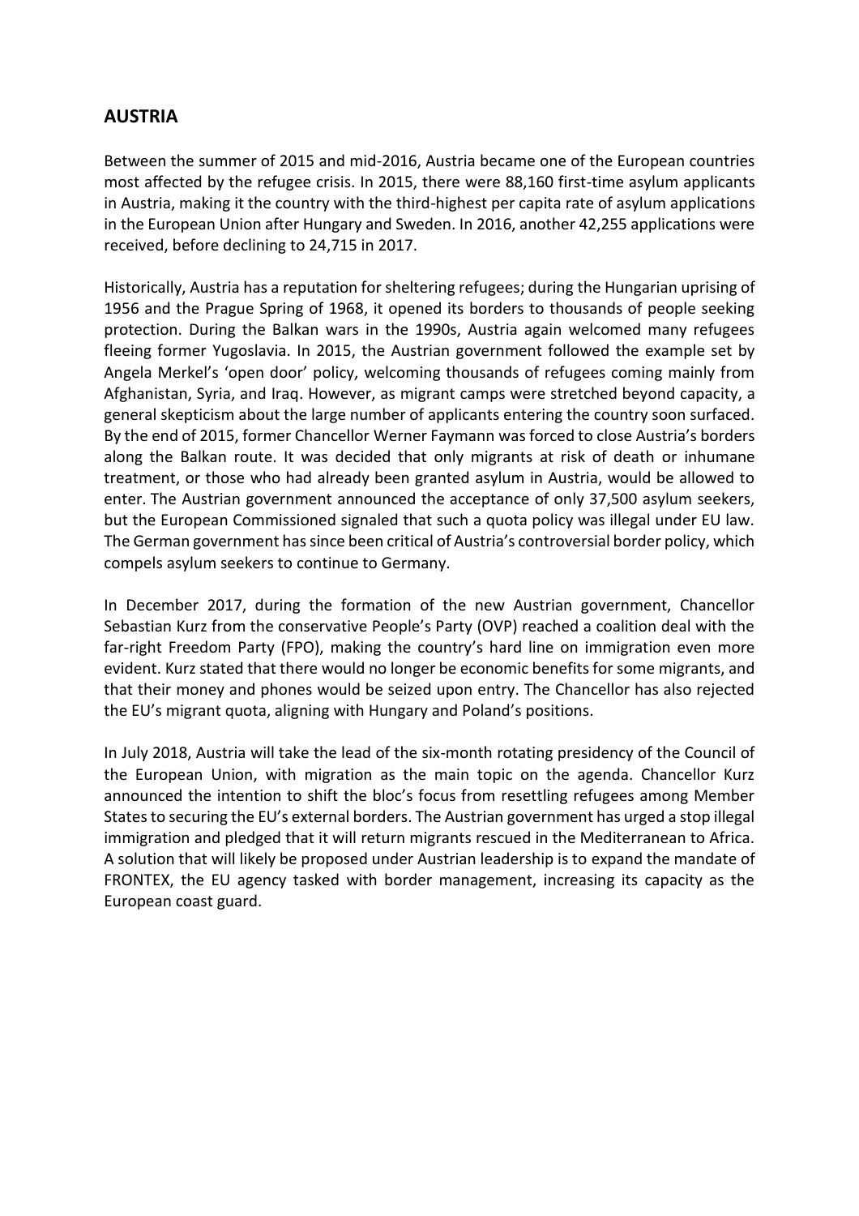## AUSTRIA

Between the summer of 2015 and mid-2016, Austria became one of the European countries most affected by the refugee crisis. In 2015, there were 88,160 first-time asylum applicants in Austria, making it the country with the third-highest per capita rate of asylum applications in the European Union after Hungary and Sweden. In 2016, another 42,255 applications were received, before declining to 24,715 in 2017.

Historically, Austria has a reputation for sheltering refugees; during the Hungarian uprising of 1956 and the Prague Spring of 1968, it opened its borders to thousands of people seeking protection. During the Balkan wars in the 1990s, Austria again welcomed many refugees fleeing former Yugoslavia. In 2015, the Austrian government followed the example set by Angela Merkel's 'open door' policy, welcoming thousands of refugees coming mainly from Afghanistan, Syria, and Iraq. However, as migrant camps were stretched beyond capacity, a general skepticism about the large number of applicants entering the country soon surfaced. By the end of 2015, former Chancellor Werner Faymann was forced to close Austria's borders along the Balkan route. It was decided that only migrants at risk of death or inhumane treatment, or those who had already been granted asylum in Austria, would be allowed to enter. The Austrian government announced the acceptance of only 37,500 asylum seekers, but the European Commissioned signaled that such a quota policy was illegal under EU law. The German government has since been critical of Austria's controversial border policy, which compels asylum seekers to continue to Germany.

In December 2017, during the formation of the new Austrian government, Chancellor Sebastian Kurz from the conservative People's Party (OVP) reached a coalition deal with the far-right Freedom Party (FPO), making the country's hard line on immigration even more evident. Kurz stated that there would no longer be economic benefits for some migrants, and that their money and phones would be seized upon entry. The Chancellor has also rejected the EU's migrant quota, aligning with Hungary and Poland's positions.

In July 2018, Austria will take the lead of the six-month rotating presidency of the Council of the European Union, with migration as the main topic on the agenda. Chancellor Kurz announced the intention to shift the bloc's focus from resettling refugees among Member States to securing the EU's external borders. The Austrian government has urged a stop illegal immigration and pledged that it will return migrants rescued in the Mediterranean to Africa. A solution that will likely be proposed under Austrian leadership is to expand the mandate of FRONTEX, the EU agency tasked with border management, increasing its capacity as the European coast guard.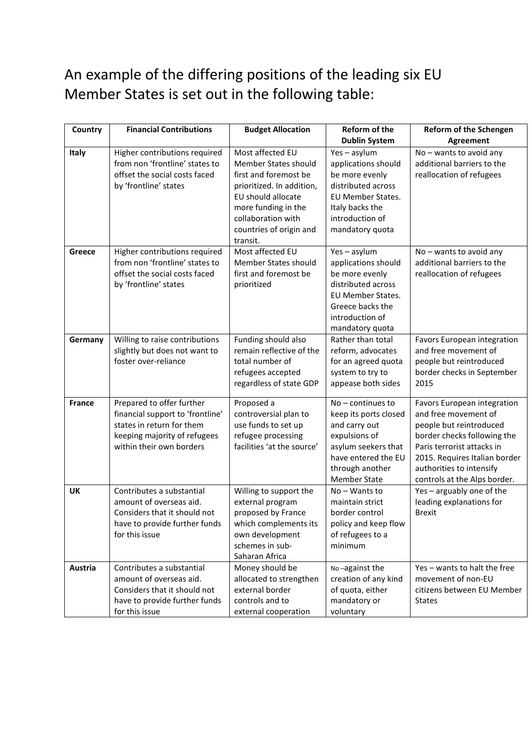An example of the differing positions of the leading six EU Member States is set out in the following table:

| Country | Financial Contributions | Budget Allocation | Reform of the Dublin System | Reform of the Schengen Agreement |
|---|---|---|---|---|
| **Italy** | Higher contributions required from non 'frontline' states to offset the social costs faced by 'frontline' states | Most affected EU Member States should first and foremost be prioritized. In addition, EU should allocate more funding in the collaboration with countries of origin and transit. | Yes – asylum applications should be more evenly distributed across EU Member States. Italy backs the introduction of mandatory quota | No – wants to avoid any additional barriers to the reallocation of refugees |
| **Greece** | Higher contributions required from non 'frontline' states to offset the social costs faced by 'frontline' states | Most affected EU Member States should first and foremost be prioritized | Yes – asylum applications should be more evenly distributed across EU Member States. Greece backs the introduction of mandatory quota | No – wants to avoid any additional barriers to the reallocation of refugees |
| **Germany** | Willing to raise contributions slightly but does not want to foster over-reliance | Funding should also remain reflective of the total number of refugees accepted regardless of state GDP | Rather than total reform, advocates for an agreed quota system to try to appease both sides | Favors European integration and free movement of people but reintroduced border checks in September 2015 |
| **France** | Prepared to offer further financial support to 'frontline' states in return for them keeping majority of refugees within their own borders | Proposed a controversial plan to use funds to set up refugee processing facilities 'at the source' | No – continues to keep its ports closed and carry out expulsions of asylum seekers that have entered the EU through another Member State | Favors European integration and free movement of people but reintroduced border checks following the Paris terrorist attacks in 2015. Requires Italian border authorities to intensify controls at the Alps border. |
| **UK** | Contributes a substantial amount of overseas aid. Considers that it should not have to provide further funds for this issue | Willing to support the external program proposed by France which complements its own development schemes in sub-Saharan Africa | No – Wants to maintain strict border control policy and keep flow of refugees to a minimum | Yes – arguably one of the leading explanations for Brexit |
| **Austria** | Contributes a substantial amount of overseas aid. Considers that it should not have to provide further funds for this issue | Money should be allocated to strengthen external border controls and to external cooperation | No –against the creation of any kind of quota, either mandatory or voluntary | Yes – wants to halt the free movement of non-EU citizens between EU Member States |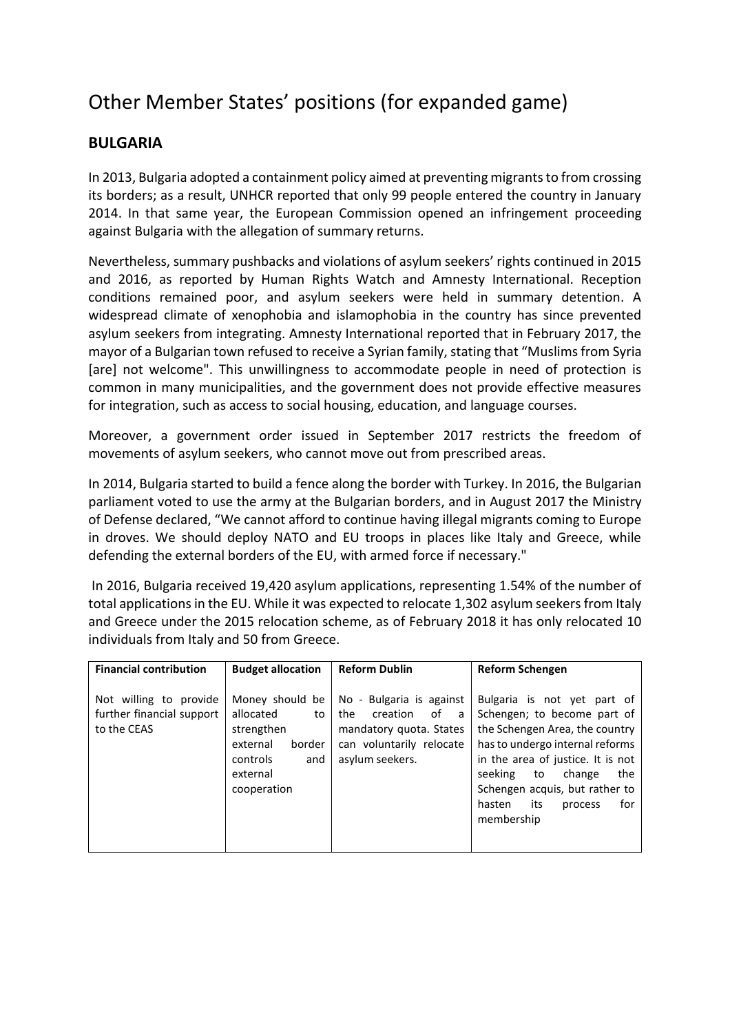# Other Member States' positions (for expanded game)

## BULGARIA

In 2013, Bulgaria adopted a containment policy aimed at preventing migrants to from crossing its borders; as a result, UNHCR reported that only 99 people entered the country in January 2014. In that same year, the European Commission opened an infringement proceeding against Bulgaria with the allegation of summary returns.

Nevertheless, summary pushbacks and violations of asylum seekers' rights continued in 2015 and 2016, as reported by Human Rights Watch and Amnesty International. Reception conditions remained poor, and asylum seekers were held in summary detention. A widespread climate of xenophobia and islamophobia in the country has since prevented asylum seekers from integrating. Amnesty International reported that in February 2017, the mayor of a Bulgarian town refused to receive a Syrian family, stating that "Muslims from Syria [are] not welcome". This unwillingness to accommodate people in need of protection is common in many municipalities, and the government does not provide effective measures for integration, such as access to social housing, education, and language courses.

Moreover, a government order issued in September 2017 restricts the freedom of movements of asylum seekers, who cannot move out from prescribed areas.

In 2014, Bulgaria started to build a fence along the border with Turkey. In 2016, the Bulgarian parliament voted to use the army at the Bulgarian borders, and in August 2017 the Ministry of Defense declared, "We cannot afford to continue having illegal migrants coming to Europe in droves. We should deploy NATO and EU troops in places like Italy and Greece, while defending the external borders of the EU, with armed force if necessary."

In 2016, Bulgaria received 19,420 asylum applications, representing 1.54% of the number of total applications in the EU. While it was expected to relocate 1,302 asylum seekers from Italy and Greece under the 2015 relocation scheme, as of February 2018 it has only relocated 10 individuals from Italy and 50 from Greece.

| Financial contribution | Budget allocation | Reform Dublin | Reform Schengen |
|---|---|---|---|
| Not willing to provide further financial support to the CEAS | Money should be allocated to strengthen external border controls and external cooperation | No - Bulgaria is against the creation of a mandatory quota. States can voluntarily relocate asylum seekers. | Bulgaria is not yet part of Schengen; to become part of the Schengen Area, the country has to undergo internal reforms in the area of justice. It is not seeking to change the Schengen acquis, but rather to hasten its process for membership |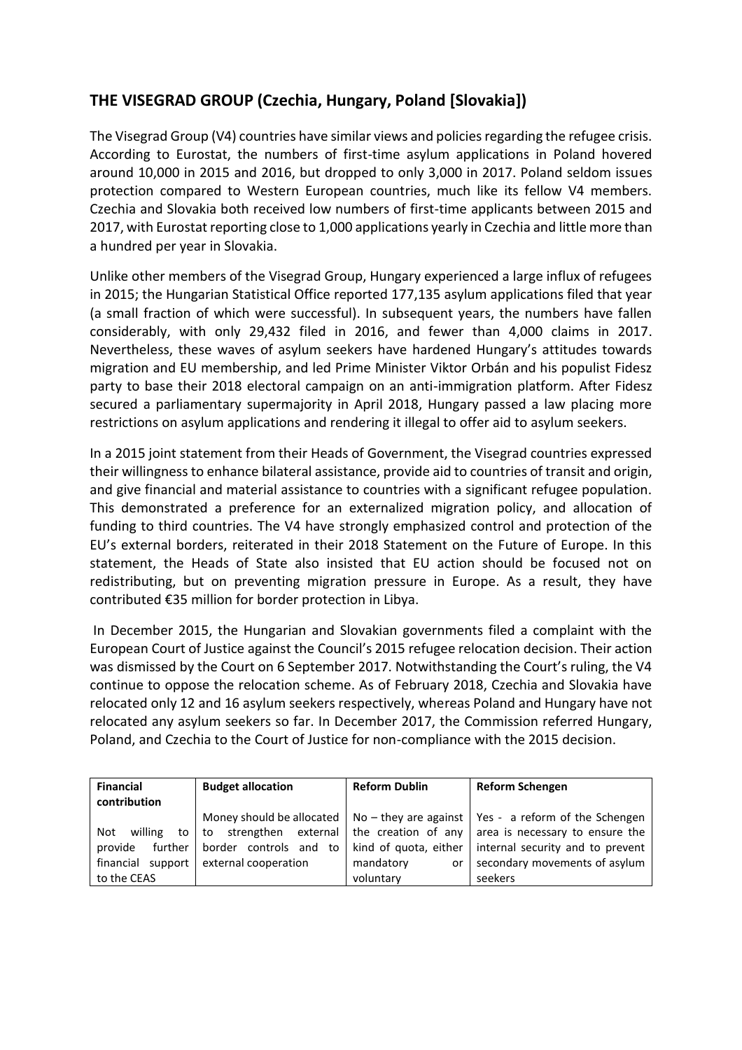## THE VISEGRAD GROUP (Czechia, Hungary, Poland [Slovakia])

The Visegrad Group (V4) countries have similar views and policies regarding the refugee crisis. According to Eurostat, the numbers of first-time asylum applications in Poland hovered around 10,000 in 2015 and 2016, but dropped to only 3,000 in 2017. Poland seldom issues protection compared to Western European countries, much like its fellow V4 members. Czechia and Slovakia both received low numbers of first-time applicants between 2015 and 2017, with Eurostat reporting close to 1,000 applications yearly in Czechia and little more than a hundred per year in Slovakia.

Unlike other members of the Visegrad Group, Hungary experienced a large influx of refugees in 2015; the Hungarian Statistical Office reported 177,135 asylum applications filed that year (a small fraction of which were successful). In subsequent years, the numbers have fallen considerably, with only 29,432 filed in 2016, and fewer than 4,000 claims in 2017. Nevertheless, these waves of asylum seekers have hardened Hungary's attitudes towards migration and EU membership, and led Prime Minister Viktor Orbán and his populist Fidesz party to base their 2018 electoral campaign on an anti-immigration platform. After Fidesz secured a parliamentary supermajority in April 2018, Hungary passed a law placing more restrictions on asylum applications and rendering it illegal to offer aid to asylum seekers.

In a 2015 joint statement from their Heads of Government, the Visegrad countries expressed their willingness to enhance bilateral assistance, provide aid to countries of transit and origin, and give financial and material assistance to countries with a significant refugee population. This demonstrated a preference for an externalized migration policy, and allocation of funding to third countries. The V4 have strongly emphasized control and protection of the EU's external borders, reiterated in their 2018 Statement on the Future of Europe. In this statement, the Heads of State also insisted that EU action should be focused not on redistributing, but on preventing migration pressure in Europe. As a result, they have contributed €35 million for border protection in Libya.

In December 2015, the Hungarian and Slovakian governments filed a complaint with the European Court of Justice against the Council's 2015 refugee relocation decision. Their action was dismissed by the Court on 6 September 2017. Notwithstanding the Court's ruling, the V4 continue to oppose the relocation scheme. As of February 2018, Czechia and Slovakia have relocated only 12 and 16 asylum seekers respectively, whereas Poland and Hungary have not relocated any asylum seekers so far. In December 2017, the Commission referred Hungary, Poland, and Czechia to the Court of Justice for non-compliance with the 2015 decision.

| Financial contribution | Budget allocation | Reform Dublin | Reform Schengen |
|---|---|---|---|
| Not willing to provide further financial support to the CEAS | Money should be allocated to strengthen external border controls and to external cooperation | No – they are against the creation of any kind of quota, either mandatory or voluntary | Yes - a reform of the Schengen area is necessary to ensure the internal security and to prevent secondary movements of asylum seekers |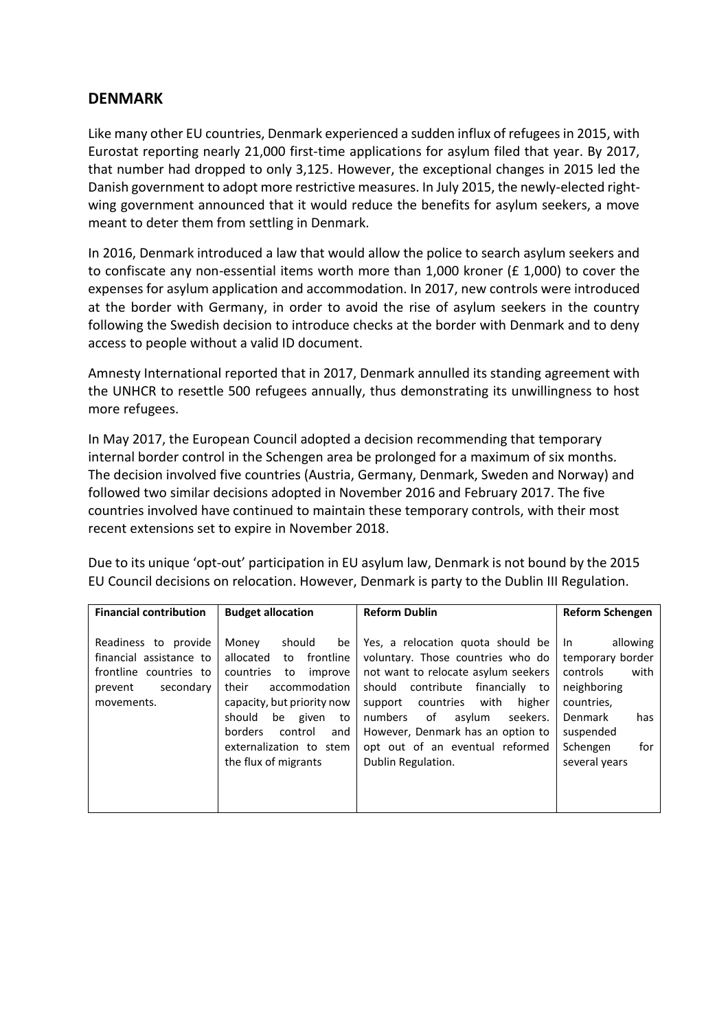## DENMARK

Like many other EU countries, Denmark experienced a sudden influx of refugees in 2015, with Eurostat reporting nearly 21,000 first-time applications for asylum filed that year. By 2017, that number had dropped to only 3,125. However, the exceptional changes in 2015 led the Danish government to adopt more restrictive measures. In July 2015, the newly-elected right-wing government announced that it would reduce the benefits for asylum seekers, a move meant to deter them from settling in Denmark.

In 2016, Denmark introduced a law that would allow the police to search asylum seekers and to confiscate any non-essential items worth more than 1,000 kroner (£ 1,000) to cover the expenses for asylum application and accommodation. In 2017, new controls were introduced at the border with Germany, in order to avoid the rise of asylum seekers in the country following the Swedish decision to introduce checks at the border with Denmark and to deny access to people without a valid ID document.

Amnesty International reported that in 2017, Denmark annulled its standing agreement with the UNHCR to resettle 500 refugees annually, thus demonstrating its unwillingness to host more refugees.

In May 2017, the European Council adopted a decision recommending that temporary internal border control in the Schengen area be prolonged for a maximum of six months. The decision involved five countries (Austria, Germany, Denmark, Sweden and Norway) and followed two similar decisions adopted in November 2016 and February 2017. The five countries involved have continued to maintain these temporary controls, with their most recent extensions set to expire in November 2018.

Due to its unique 'opt-out' participation in EU asylum law, Denmark is not bound by the 2015 EU Council decisions on relocation. However, Denmark is party to the Dublin III Regulation.

| **Financial contribution** | **Budget allocation** | **Reform Dublin** | **Reform Schengen** |
|---|---|---|---|
| Readiness to provide financial assistance to frontline countries to prevent secondary movements. | Money should be allocated to frontline countries to improve their accommodation capacity, but priority now should be given to borders control and externalization to stem the flux of migrants | Yes, a relocation quota should be voluntary. Those countries who do not want to relocate asylum seekers should contribute financially to support countries with higher numbers of asylum seekers. However, Denmark has an option to opt out of an eventual reformed Dublin Regulation. | In allowing temporary border controls with neighboring countries, Denmark has suspended Schengen for several years |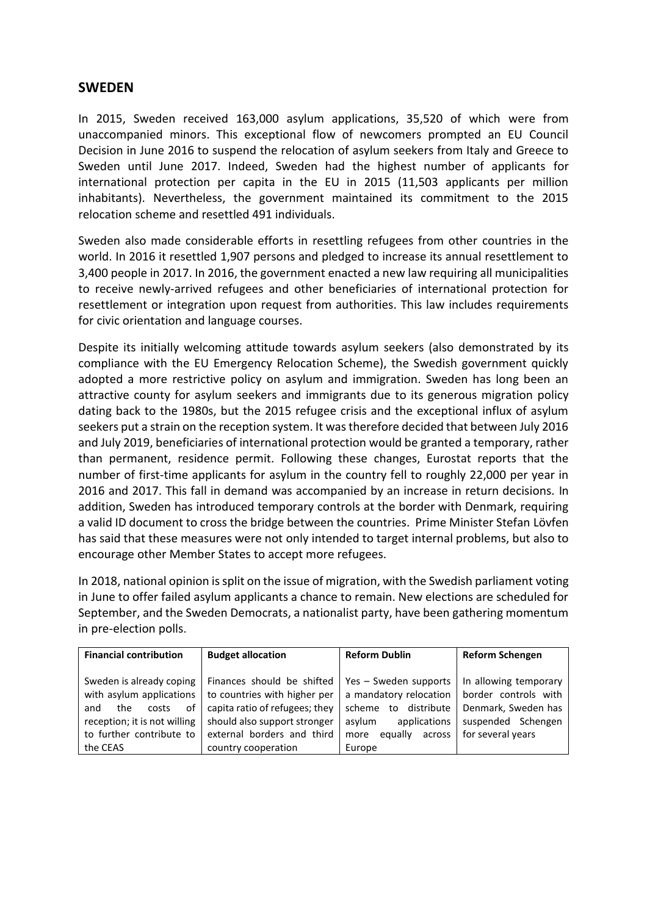## SWEDEN

In 2015, Sweden received 163,000 asylum applications, 35,520 of which were from unaccompanied minors. This exceptional flow of newcomers prompted an EU Council Decision in June 2016 to suspend the relocation of asylum seekers from Italy and Greece to Sweden until June 2017. Indeed, Sweden had the highest number of applicants for international protection per capita in the EU in 2015 (11,503 applicants per million inhabitants). Nevertheless, the government maintained its commitment to the 2015 relocation scheme and resettled 491 individuals.

Sweden also made considerable efforts in resettling refugees from other countries in the world. In 2016 it resettled 1,907 persons and pledged to increase its annual resettlement to 3,400 people in 2017. In 2016, the government enacted a new law requiring all municipalities to receive newly-arrived refugees and other beneficiaries of international protection for resettlement or integration upon request from authorities. This law includes requirements for civic orientation and language courses.

Despite its initially welcoming attitude towards asylum seekers (also demonstrated by its compliance with the EU Emergency Relocation Scheme), the Swedish government quickly adopted a more restrictive policy on asylum and immigration. Sweden has long been an attractive county for asylum seekers and immigrants due to its generous migration policy dating back to the 1980s, but the 2015 refugee crisis and the exceptional influx of asylum seekers put a strain on the reception system. It was therefore decided that between July 2016 and July 2019, beneficiaries of international protection would be granted a temporary, rather than permanent, residence permit. Following these changes, Eurostat reports that the number of first-time applicants for asylum in the country fell to roughly 22,000 per year in 2016 and 2017. This fall in demand was accompanied by an increase in return decisions. In addition, Sweden has introduced temporary controls at the border with Denmark, requiring a valid ID document to cross the bridge between the countries. Prime Minister Stefan Lövfen has said that these measures were not only intended to target internal problems, but also to encourage other Member States to accept more refugees.

In 2018, national opinion is split on the issue of migration, with the Swedish parliament voting in June to offer failed asylum applicants a chance to remain. New elections are scheduled for September, and the Sweden Democrats, a nationalist party, have been gathering momentum in pre-election polls.

| Financial contribution | Budget allocation | Reform Dublin | Reform Schengen |
|---|---|---|---|
| Sweden is already coping with asylum applications and the costs of reception; it is not willing to further contribute to the CEAS | Finances should be shifted to countries with higher per capita ratio of refugees; they should also support stronger external borders and third country cooperation | Yes – Sweden supports a mandatory relocation scheme to distribute asylum applications more equally across Europe | In allowing temporary border controls with Denmark, Sweden has suspended Schengen for several years |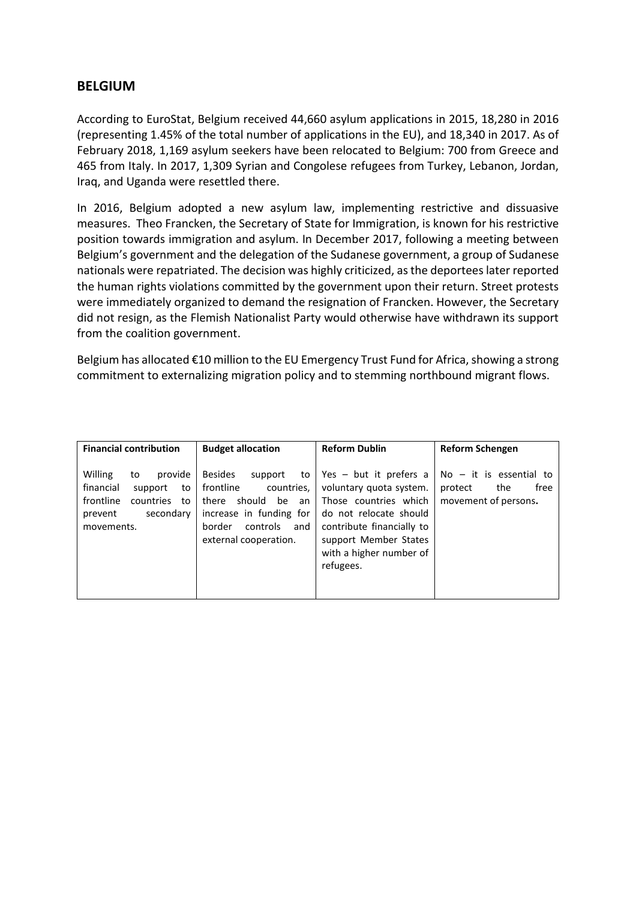## BELGIUM

According to EuroStat, Belgium received 44,660 asylum applications in 2015, 18,280 in 2016 (representing 1.45% of the total number of applications in the EU), and 18,340 in 2017. As of February 2018, 1,169 asylum seekers have been relocated to Belgium: 700 from Greece and 465 from Italy. In 2017, 1,309 Syrian and Congolese refugees from Turkey, Lebanon, Jordan, Iraq, and Uganda were resettled there.

In 2016, Belgium adopted a new asylum law, implementing restrictive and dissuasive measures. Theo Francken, the Secretary of State for Immigration, is known for his restrictive position towards immigration and asylum. In December 2017, following a meeting between Belgium's government and the delegation of the Sudanese government, a group of Sudanese nationals were repatriated. The decision was highly criticized, as the deportees later reported the human rights violations committed by the government upon their return. Street protests were immediately organized to demand the resignation of Francken. However, the Secretary did not resign, as the Flemish Nationalist Party would otherwise have withdrawn its support from the coalition government.

Belgium has allocated €10 million to the EU Emergency Trust Fund for Africa, showing a strong commitment to externalizing migration policy and to stemming northbound migrant flows.

| **Financial contribution** | **Budget allocation** | **Reform Dublin** | **Reform Schengen** |
|---|---|---|---|
| Willing to provide financial support to frontline countries to prevent secondary movements. | Besides support to frontline countries, there should be an increase in funding for border controls and external cooperation. | Yes – but it prefers a voluntary quota system. Those countries which do not relocate should contribute financially to support Member States with a higher number of refugees. | No – it is essential to protect the free movement of persons**.** |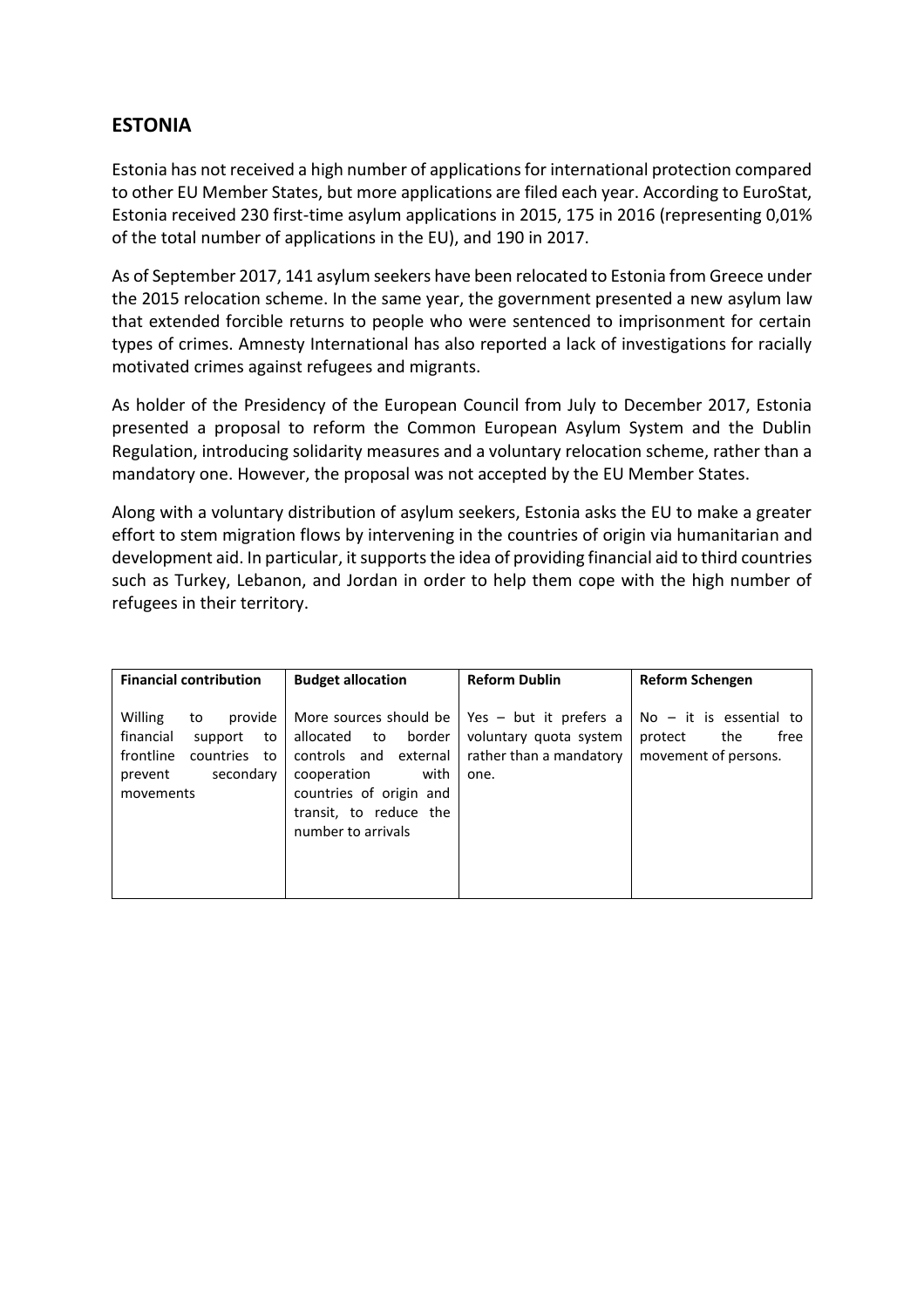## ESTONIA

Estonia has not received a high number of applications for international protection compared to other EU Member States, but more applications are filed each year. According to EuroStat, Estonia received 230 first-time asylum applications in 2015, 175 in 2016 (representing 0,01% of the total number of applications in the EU), and 190 in 2017.

As of September 2017, 141 asylum seekers have been relocated to Estonia from Greece under the 2015 relocation scheme. In the same year, the government presented a new asylum law that extended forcible returns to people who were sentenced to imprisonment for certain types of crimes. Amnesty International has also reported a lack of investigations for racially motivated crimes against refugees and migrants.

As holder of the Presidency of the European Council from July to December 2017, Estonia presented a proposal to reform the Common European Asylum System and the Dublin Regulation, introducing solidarity measures and a voluntary relocation scheme, rather than a mandatory one. However, the proposal was not accepted by the EU Member States.

Along with a voluntary distribution of asylum seekers, Estonia asks the EU to make a greater effort to stem migration flows by intervening in the countries of origin via humanitarian and development aid. In particular, it supports the idea of providing financial aid to third countries such as Turkey, Lebanon, and Jordan in order to help them cope with the high number of refugees in their territory.

| Financial contribution | Budget allocation | Reform Dublin | Reform Schengen |
|---|---|---|---|
| Willing to provide financial support to frontline countries to prevent secondary movements | More sources should be allocated to border controls and external cooperation with countries of origin and transit, to reduce the number to arrivals | Yes – but it prefers a voluntary quota system rather than a mandatory one. | No – it is essential to protect the free movement of persons. |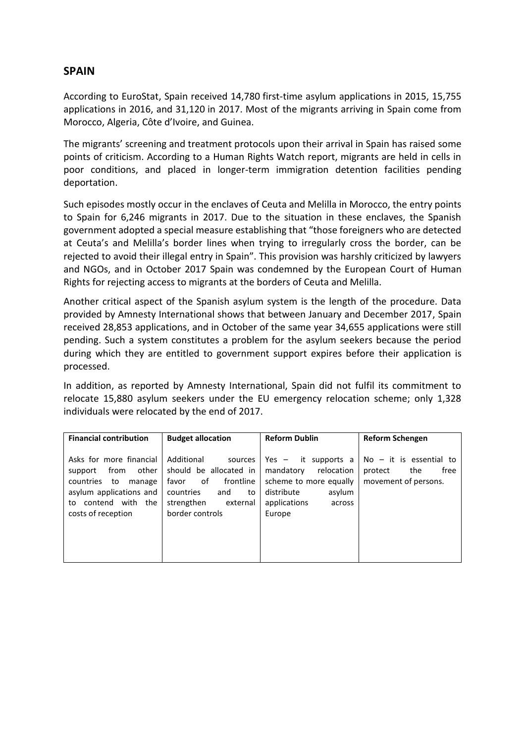## SPAIN

According to EuroStat, Spain received 14,780 first-time asylum applications in 2015, 15,755 applications in 2016, and 31,120 in 2017. Most of the migrants arriving in Spain come from Morocco, Algeria, Côte d'Ivoire, and Guinea.

The migrants' screening and treatment protocols upon their arrival in Spain has raised some points of criticism. According to a Human Rights Watch report, migrants are held in cells in poor conditions, and placed in longer-term immigration detention facilities pending deportation.

Such episodes mostly occur in the enclaves of Ceuta and Melilla in Morocco, the entry points to Spain for 6,246 migrants in 2017. Due to the situation in these enclaves, the Spanish government adopted a special measure establishing that "those foreigners who are detected at Ceuta's and Melilla's border lines when trying to irregularly cross the border, can be rejected to avoid their illegal entry in Spain". This provision was harshly criticized by lawyers and NGOs, and in October 2017 Spain was condemned by the European Court of Human Rights for rejecting access to migrants at the borders of Ceuta and Melilla.

Another critical aspect of the Spanish asylum system is the length of the procedure. Data provided by Amnesty International shows that between January and December 2017, Spain received 28,853 applications, and in October of the same year 34,655 applications were still pending. Such a system constitutes a problem for the asylum seekers because the period during which they are entitled to government support expires before their application is processed.

In addition, as reported by Amnesty International, Spain did not fulfil its commitment to relocate 15,880 asylum seekers under the EU emergency relocation scheme; only 1,328 individuals were relocated by the end of 2017.

| **Financial contribution** | **Budget allocation** | **Reform Dublin** | **Reform Schengen** |
|---|---|---|---|
| Asks for more financial support from other countries to manage asylum applications and to contend with the costs of reception | Additional sources should be allocated in favor of frontline countries and to strengthen external border controls | Yes – it supports a mandatory relocation scheme to more equally distribute asylum applications across Europe | No – it is essential to protect the free movement of persons. |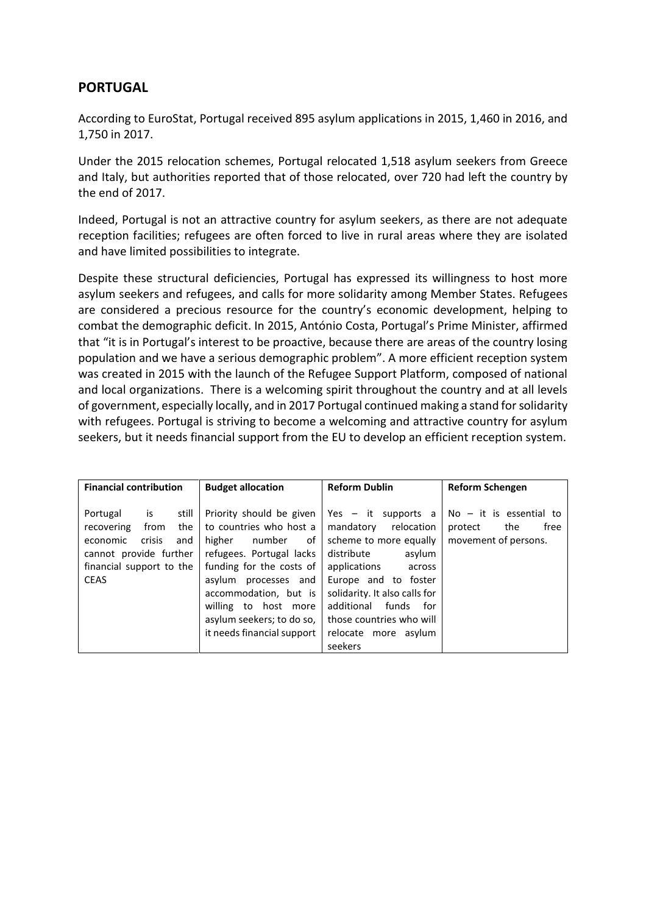## PORTUGAL

According to EuroStat, Portugal received 895 asylum applications in 2015, 1,460 in 2016, and 1,750 in 2017.

Under the 2015 relocation schemes, Portugal relocated 1,518 asylum seekers from Greece and Italy, but authorities reported that of those relocated, over 720 had left the country by the end of 2017.

Indeed, Portugal is not an attractive country for asylum seekers, as there are not adequate reception facilities; refugees are often forced to live in rural areas where they are isolated and have limited possibilities to integrate.

Despite these structural deficiencies, Portugal has expressed its willingness to host more asylum seekers and refugees, and calls for more solidarity among Member States. Refugees are considered a precious resource for the country's economic development, helping to combat the demographic deficit. In 2015, António Costa, Portugal's Prime Minister, affirmed that "it is in Portugal's interest to be proactive, because there are areas of the country losing population and we have a serious demographic problem". A more efficient reception system was created in 2015 with the launch of the Refugee Support Platform, composed of national and local organizations. There is a welcoming spirit throughout the country and at all levels of government, especially locally, and in 2017 Portugal continued making a stand for solidarity with refugees. Portugal is striving to become a welcoming and attractive country for asylum seekers, but it needs financial support from the EU to develop an efficient reception system.

| Financial contribution | Budget allocation | Reform Dublin | Reform Schengen |
|---|---|---|---|
| Portugal is still recovering from the economic crisis and cannot provide further financial support to the CEAS | Priority should be given to countries who host a higher number of refugees. Portugal lacks funding for the costs of asylum processes and accommodation, but is willing to host more asylum seekers; to do so, it needs financial support | Yes – it supports a mandatory relocation scheme to more equally distribute asylum applications across Europe and to foster solidarity. It also calls for additional funds for those countries who will relocate more asylum seekers | No – it is essential to protect the free movement of persons. |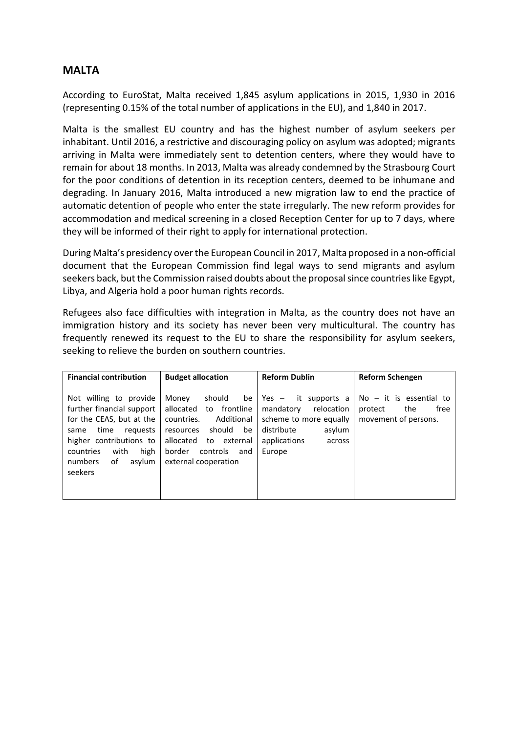## MALTA

According to EuroStat, Malta received 1,845 asylum applications in 2015, 1,930 in 2016 (representing 0.15% of the total number of applications in the EU), and 1,840 in 2017.

Malta is the smallest EU country and has the highest number of asylum seekers per inhabitant. Until 2016, a restrictive and discouraging policy on asylum was adopted; migrants arriving in Malta were immediately sent to detention centers, where they would have to remain for about 18 months. In 2013, Malta was already condemned by the Strasbourg Court for the poor conditions of detention in its reception centers, deemed to be inhumane and degrading. In January 2016, Malta introduced a new migration law to end the practice of automatic detention of people who enter the state irregularly. The new reform provides for accommodation and medical screening in a closed Reception Center for up to 7 days, where they will be informed of their right to apply for international protection.

During Malta's presidency over the European Council in 2017, Malta proposed in a non-official document that the European Commission find legal ways to send migrants and asylum seekers back, but the Commission raised doubts about the proposal since countries like Egypt, Libya, and Algeria hold a poor human rights records.

Refugees also face difficulties with integration in Malta, as the country does not have an immigration history and its society has never been very multicultural. The country has frequently renewed its request to the EU to share the responsibility for asylum seekers, seeking to relieve the burden on southern countries.

| Financial contribution | Budget allocation | Reform Dublin | Reform Schengen |
|---|---|---|---|
| Not willing to provide further financial support for the CEAS, but at the same time requests higher contributions to countries with high numbers of asylum seekers | Money should be allocated to frontline countries. Additional resources should be allocated to external border controls and external cooperation | Yes – it supports a mandatory relocation scheme to more equally distribute asylum applications across Europe | No – it is essential to protect the free movement of persons. |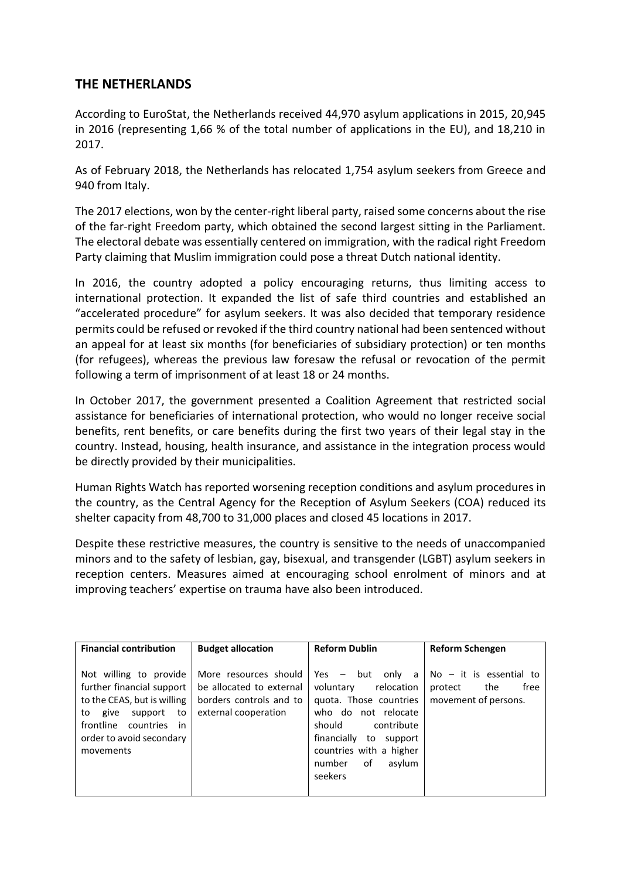## THE NETHERLANDS

According to EuroStat, the Netherlands received 44,970 asylum applications in 2015, 20,945 in 2016 (representing 1,66 % of the total number of applications in the EU), and 18,210 in 2017.

As of February 2018, the Netherlands has relocated 1,754 asylum seekers from Greece and 940 from Italy.

The 2017 elections, won by the center-right liberal party, raised some concerns about the rise of the far-right Freedom party, which obtained the second largest sitting in the Parliament. The electoral debate was essentially centered on immigration, with the radical right Freedom Party claiming that Muslim immigration could pose a threat Dutch national identity.

In 2016, the country adopted a policy encouraging returns, thus limiting access to international protection. It expanded the list of safe third countries and established an "accelerated procedure" for asylum seekers. It was also decided that temporary residence permits could be refused or revoked if the third country national had been sentenced without an appeal for at least six months (for beneficiaries of subsidiary protection) or ten months (for refugees), whereas the previous law foresaw the refusal or revocation of the permit following a term of imprisonment of at least 18 or 24 months.

In October 2017, the government presented a Coalition Agreement that restricted social assistance for beneficiaries of international protection, who would no longer receive social benefits, rent benefits, or care benefits during the first two years of their legal stay in the country. Instead, housing, health insurance, and assistance in the integration process would be directly provided by their municipalities.

Human Rights Watch has reported worsening reception conditions and asylum procedures in the country, as the Central Agency for the Reception of Asylum Seekers (COA) reduced its shelter capacity from 48,700 to 31,000 places and closed 45 locations in 2017.

Despite these restrictive measures, the country is sensitive to the needs of unaccompanied minors and to the safety of lesbian, gay, bisexual, and transgender (LGBT) asylum seekers in reception centers. Measures aimed at encouraging school enrolment of minors and at improving teachers' expertise on trauma have also been introduced.

| **Financial contribution** | **Budget allocation** | **Reform Dublin** | **Reform Schengen** |
|---|---|---|---|
| Not willing to provide further financial support to the CEAS, but is willing to give support to frontline countries in order to avoid secondary movements | More resources should be allocated to external borders controls and to external cooperation | Yes – but only a voluntary relocation quota. Those countries who do not relocate should contribute financially to support countries with a higher number of asylum seekers | No – it is essential to protect the free movement of persons. |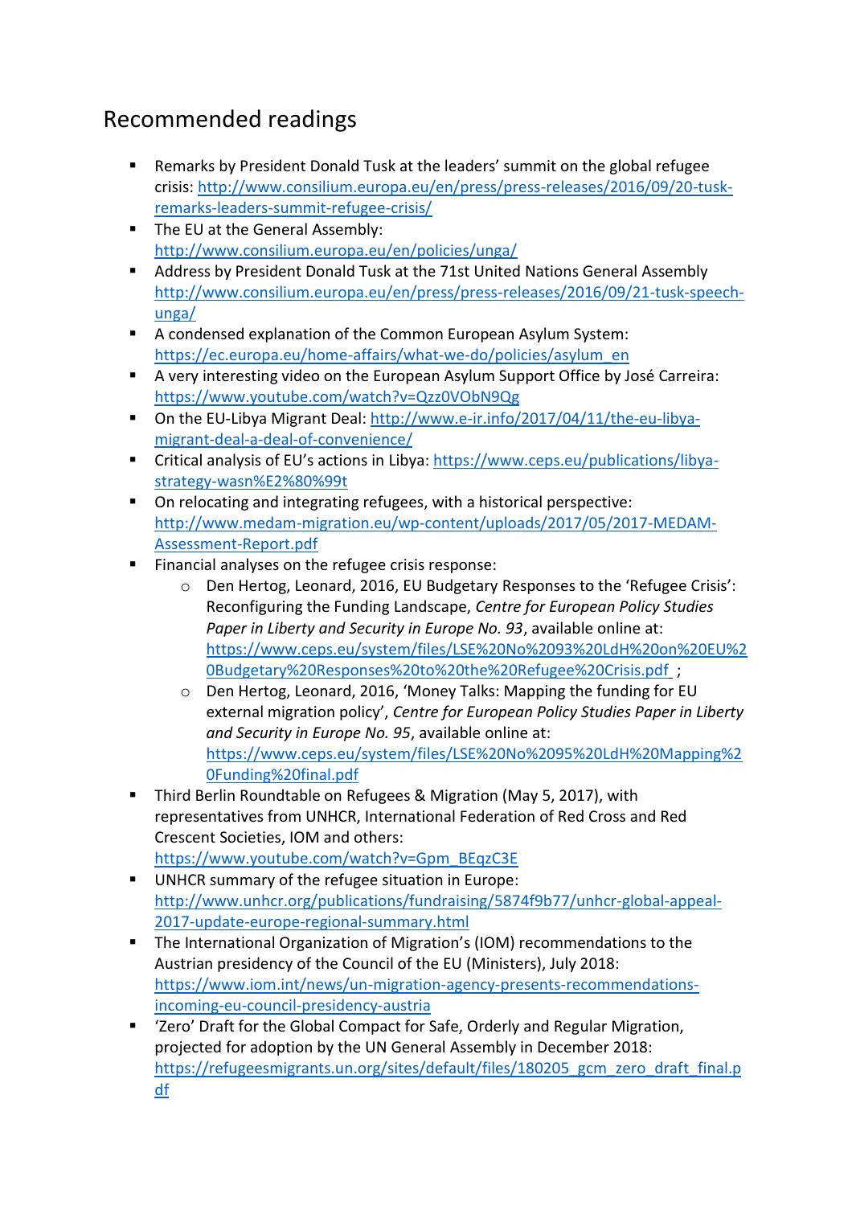# Recommended readings

- Remarks by President Donald Tusk at the leaders' summit on the global refugee crisis: http://www.consilium.europa.eu/en/press/press-releases/2016/09/20-tusk-remarks-leaders-summit-refugee-crisis/
- The EU at the General Assembly: http://www.consilium.europa.eu/en/policies/unga/
- Address by President Donald Tusk at the 71st United Nations General Assembly http://www.consilium.europa.eu/en/press/press-releases/2016/09/21-tusk-speech-unga/
- A condensed explanation of the Common European Asylum System: https://ec.europa.eu/home-affairs/what-we-do/policies/asylum_en
- A very interesting video on the European Asylum Support Office by José Carreira: https://www.youtube.com/watch?v=Qzz0VObN9Qg
- On the EU-Libya Migrant Deal: http://www.e-ir.info/2017/04/11/the-eu-libya-migrant-deal-a-deal-of-convenience/
- Critical analysis of EU's actions in Libya: https://www.ceps.eu/publications/libya-strategy-wasn%E2%80%99t
- On relocating and integrating refugees, with a historical perspective: http://www.medam-migration.eu/wp-content/uploads/2017/05/2017-MEDAM-Assessment-Report.pdf
- Financial analyses on the refugee crisis response:
  - Den Hertog, Leonard, 2016, EU Budgetary Responses to the 'Refugee Crisis': Reconfiguring the Funding Landscape, *Centre for European Policy Studies Paper in Liberty and Security in Europe No. 93*, available online at: https://www.ceps.eu/system/files/LSE%20No%2093%20LdH%20on%20EU%20Budgetary%20Responses%20to%20the%20Refugee%20Crisis.pdf ;
  - Den Hertog, Leonard, 2016, 'Money Talks: Mapping the funding for EU external migration policy', *Centre for European Policy Studies Paper in Liberty and Security in Europe No. 95*, available online at: https://www.ceps.eu/system/files/LSE%20No%2095%20LdH%20Mapping%20Funding%20final.pdf
- Third Berlin Roundtable on Refugees & Migration (May 5, 2017), with representatives from UNHCR, International Federation of Red Cross and Red Crescent Societies, IOM and others: https://www.youtube.com/watch?v=Gpm_BEqzC3E
- UNHCR summary of the refugee situation in Europe: http://www.unhcr.org/publications/fundraising/5874f9b77/unhcr-global-appeal-2017-update-europe-regional-summary.html
- The International Organization of Migration's (IOM) recommendations to the Austrian presidency of the Council of the EU (Ministers), July 2018: https://www.iom.int/news/un-migration-agency-presents-recommendations-incoming-eu-council-presidency-austria
- 'Zero' Draft for the Global Compact for Safe, Orderly and Regular Migration, projected for adoption by the UN General Assembly in December 2018: https://refugeesmigrants.un.org/sites/default/files/180205_gcm_zero_draft_final.pdf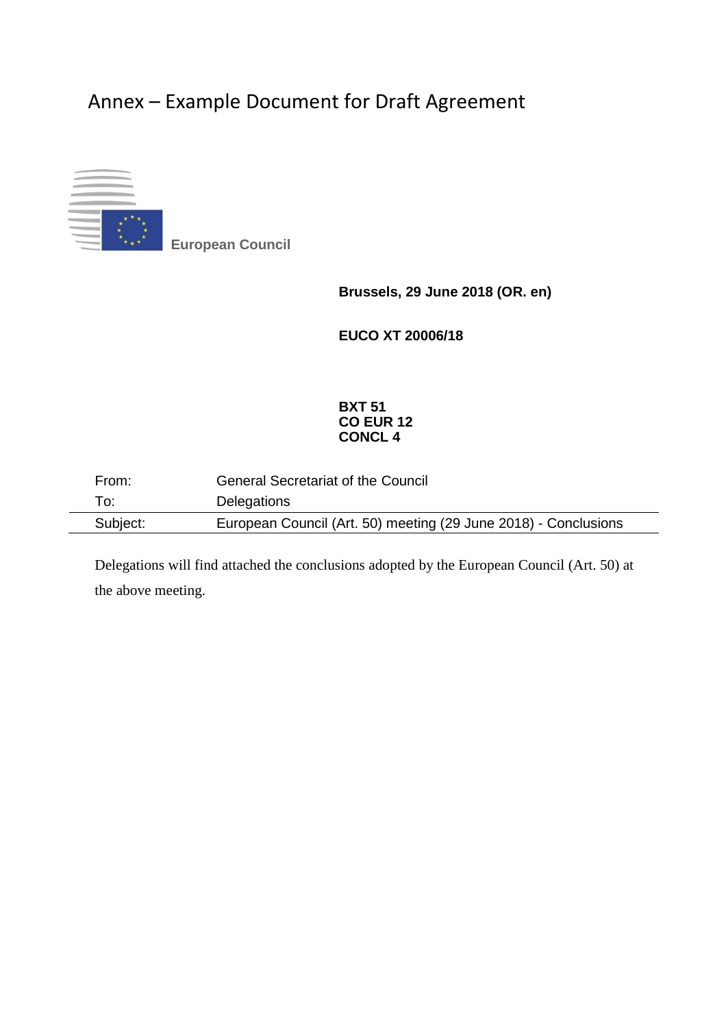# Annex – Example Document for Draft Agreement

**European Council**

**Brussels, 29 June 2018 (OR. en)**

**EUCO XT 20006/18**

**BXT 51**
**CO EUR 12**
**CONCL 4**

| | |
|---|---|
| From: | General Secretariat of the Council |
| To: | Delegations |
| Subject: | European Council (Art. 50) meeting (29 June 2018) - Conclusions |

Delegations will find attached the conclusions adopted by the European Council (Art. 50) at the above meeting.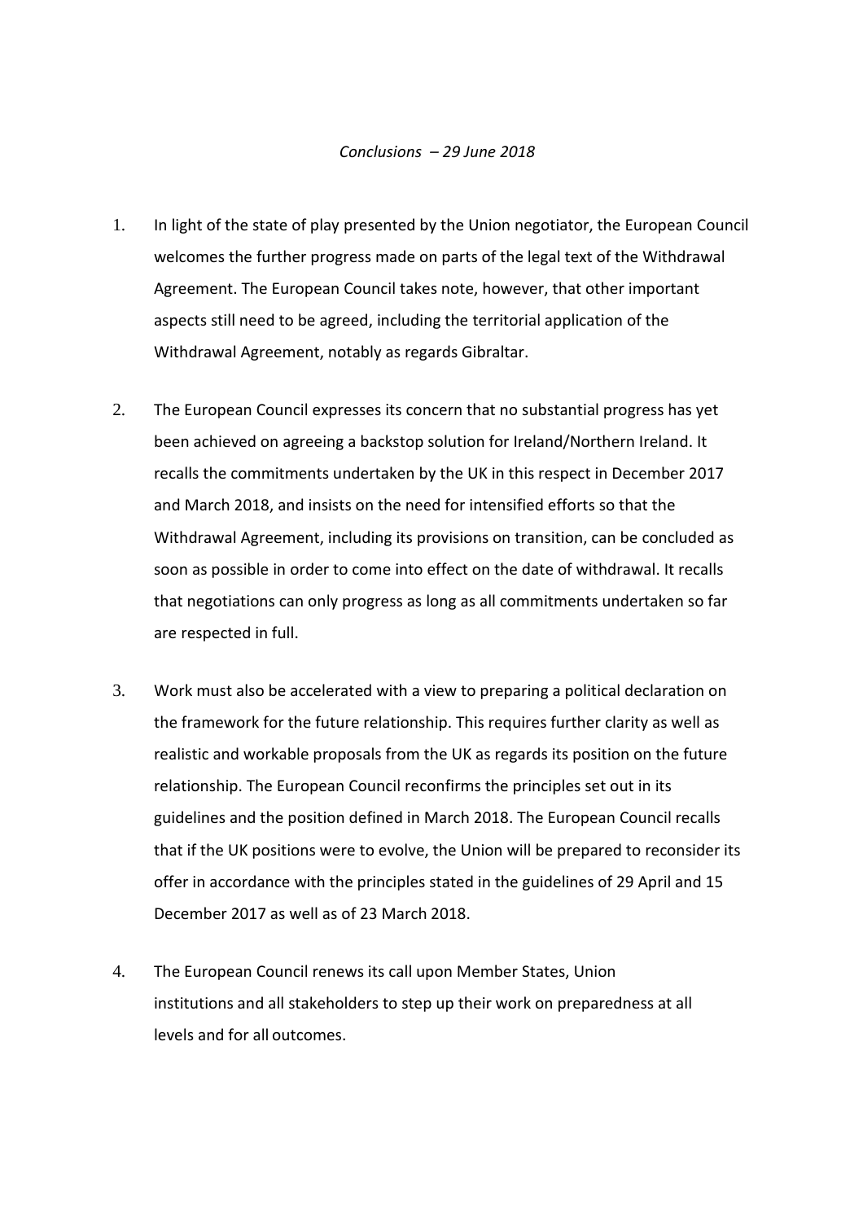*Conclusions – 29 June 2018*

1. In light of the state of play presented by the Union negotiator, the European Council welcomes the further progress made on parts of the legal text of the Withdrawal Agreement. The European Council takes note, however, that other important aspects still need to be agreed, including the territorial application of the Withdrawal Agreement, notably as regards Gibraltar.

2. The European Council expresses its concern that no substantial progress has yet been achieved on agreeing a backstop solution for Ireland/Northern Ireland. It recalls the commitments undertaken by the UK in this respect in December 2017 and March 2018, and insists on the need for intensified efforts so that the Withdrawal Agreement, including its provisions on transition, can be concluded as soon as possible in order to come into effect on the date of withdrawal. It recalls that negotiations can only progress as long as all commitments undertaken so far are respected in full.

3. Work must also be accelerated with a view to preparing a political declaration on the framework for the future relationship. This requires further clarity as well as realistic and workable proposals from the UK as regards its position on the future relationship. The European Council reconfirms the principles set out in its guidelines and the position defined in March 2018. The European Council recalls that if the UK positions were to evolve, the Union will be prepared to reconsider its offer in accordance with the principles stated in the guidelines of 29 April and 15 December 2017 as well as of 23 March 2018.

4. The European Council renews its call upon Member States, Union institutions and all stakeholders to step up their work on preparedness at all levels and for all outcomes.